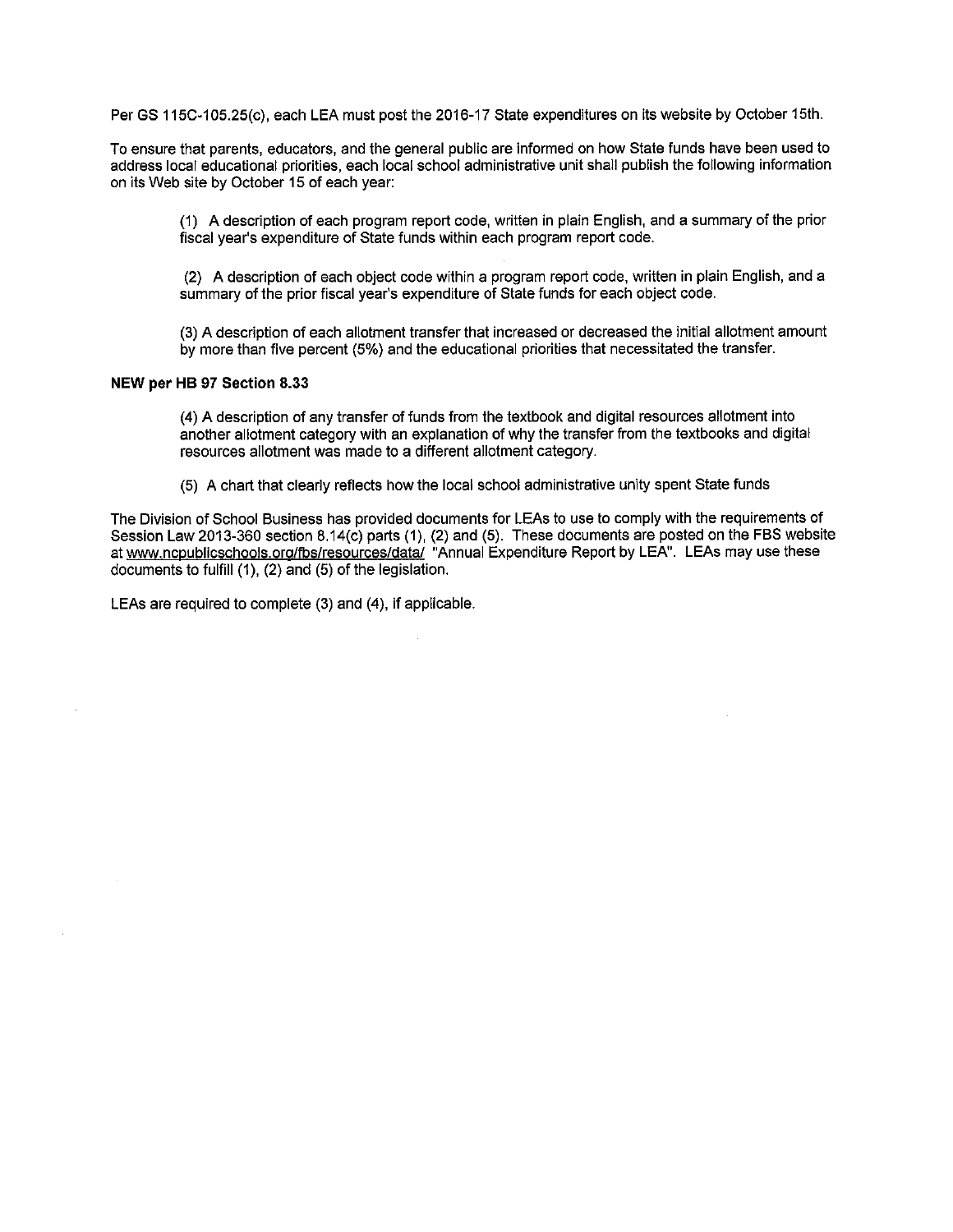Per GS 115C-105.25(c), each LEA must post the 2016-17 State expenditures on its website by October 15th.

To ensure that parents, educators, and the general public are informed on how State funds have been used to address local educational priorities, each local school administrative unit shall publish the following information on its Web site by October 15 of each year:

> (1) A description of each program report code, written in plain English, and a summary of the prior fiscal year's expenditure of State funds within each program report code.
>
> (2) A description of each object code within a program report code, written in plain English, and a summary of the prior fiscal year's expenditure of State funds for each object code.
>
> (3) A description of each allotment transfer that increased or decreased the initial allotment amount by more than five percent (5%) and the educational priorities that necessitated the transfer.

**NEW per HB 97 Section 8.33**

> (4) A description of any transfer of funds from the textbook and digital resources allotment into another allotment category with an explanation of why the transfer from the textbooks and digital resources allotment was made to a different allotment category.
>
> (5) A chart that clearly reflects how the local school administrative unity spent State funds

The Division of School Business has provided documents for LEAs to use to comply with the requirements of Session Law 2013-360 section 8.14(c) parts (1), (2) and (5). These documents are posted on the FBS website at www.ncpublicschools.org/fbs/resources/data/ "Annual Expenditure Report by LEA". LEAs may use these documents to fulfill (1), (2) and (5) of the legislation.

LEAs are required to complete (3) and (4), if applicable.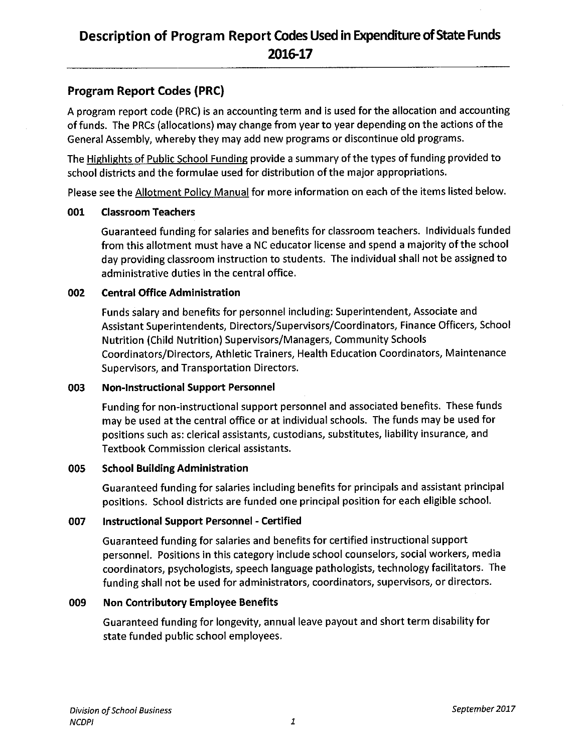# Description of Program Report Codes Used in Expenditure of State Funds 2016-17

## Program Report Codes (PRC)

A program report code (PRC) is an accounting term and is used for the allocation and accounting of funds. The PRCs (allocations) may change from year to year depending on the actions of the General Assembly, whereby they may add new programs or discontinue old programs.

The Highlights of Public School Funding provide a summary of the types of funding provided to school districts and the formulae used for distribution of the major appropriations.

Please see the Allotment Policy Manual for more information on each of the items listed below.

### 001 Classroom Teachers

Guaranteed funding for salaries and benefits for classroom teachers. Individuals funded from this allotment must have a NC educator license and spend a majority of the school day providing classroom instruction to students. The individual shall not be assigned to administrative duties in the central office.

### 002 Central Office Administration

Funds salary and benefits for personnel including: Superintendent, Associate and Assistant Superintendents, Directors/Supervisors/Coordinators, Finance Officers, School Nutrition (Child Nutrition) Supervisors/Managers, Community Schools Coordinators/Directors, Athletic Trainers, Health Education Coordinators, Maintenance Supervisors, and Transportation Directors.

### 003 Non-Instructional Support Personnel

Funding for non-instructional support personnel and associated benefits. These funds may be used at the central office or at individual schools. The funds may be used for positions such as: clerical assistants, custodians, substitutes, liability insurance, and Textbook Commission clerical assistants.

### 005 School Building Administration

Guaranteed funding for salaries including benefits for principals and assistant principal positions. School districts are funded one principal position for each eligible school.

### 007 Instructional Support Personnel - Certified

Guaranteed funding for salaries and benefits for certified instructional support personnel. Positions in this category include school counselors, social workers, media coordinators, psychologists, speech language pathologists, technology facilitators. The funding shall not be used for administrators, coordinators, supervisors, or directors.

### 009 Non Contributory Employee Benefits

Guaranteed funding for longevity, annual leave payout and short term disability for state funded public school employees.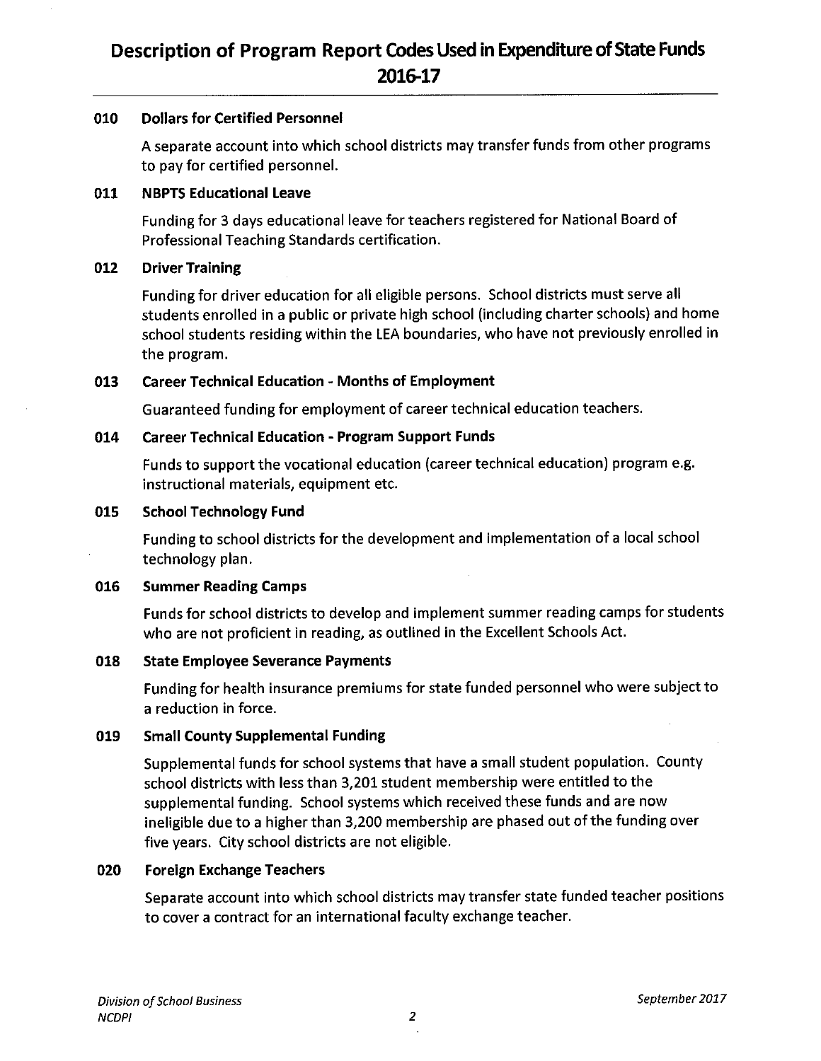# Description of Program Report Codes Used in Expenditure of State Funds 2016-17

### 010 Dollars for Certified Personnel

A separate account into which school districts may transfer funds from other programs to pay for certified personnel.

### 011 NBPTS Educational Leave

Funding for 3 days educational leave for teachers registered for National Board of Professional Teaching Standards certification.

### 012 Driver Training

Funding for driver education for all eligible persons. School districts must serve all students enrolled in a public or private high school (including charter schools) and home school students residing within the LEA boundaries, who have not previously enrolled in the program.

### 013 Career Technical Education - Months of Employment

Guaranteed funding for employment of career technical education teachers.

### 014 Career Technical Education - Program Support Funds

Funds to support the vocational education (career technical education) program e.g. instructional materials, equipment etc.

### 015 School Technology Fund

Funding to school districts for the development and implementation of a local school technology plan.

### 016 Summer Reading Camps

Funds for school districts to develop and implement summer reading camps for students who are not proficient in reading, as outlined in the Excellent Schools Act.

### 018 State Employee Severance Payments

Funding for health insurance premiums for state funded personnel who were subject to a reduction in force.

### 019 Small County Supplemental Funding

Supplemental funds for school systems that have a small student population. County school districts with less than 3,201 student membership were entitled to the supplemental funding. School systems which received these funds and are now ineligible due to a higher than 3,200 membership are phased out of the funding over five years. City school districts are not eligible.

### 020 Foreign Exchange Teachers

Separate account into which school districts may transfer state funded teacher positions to cover a contract for an international faculty exchange teacher.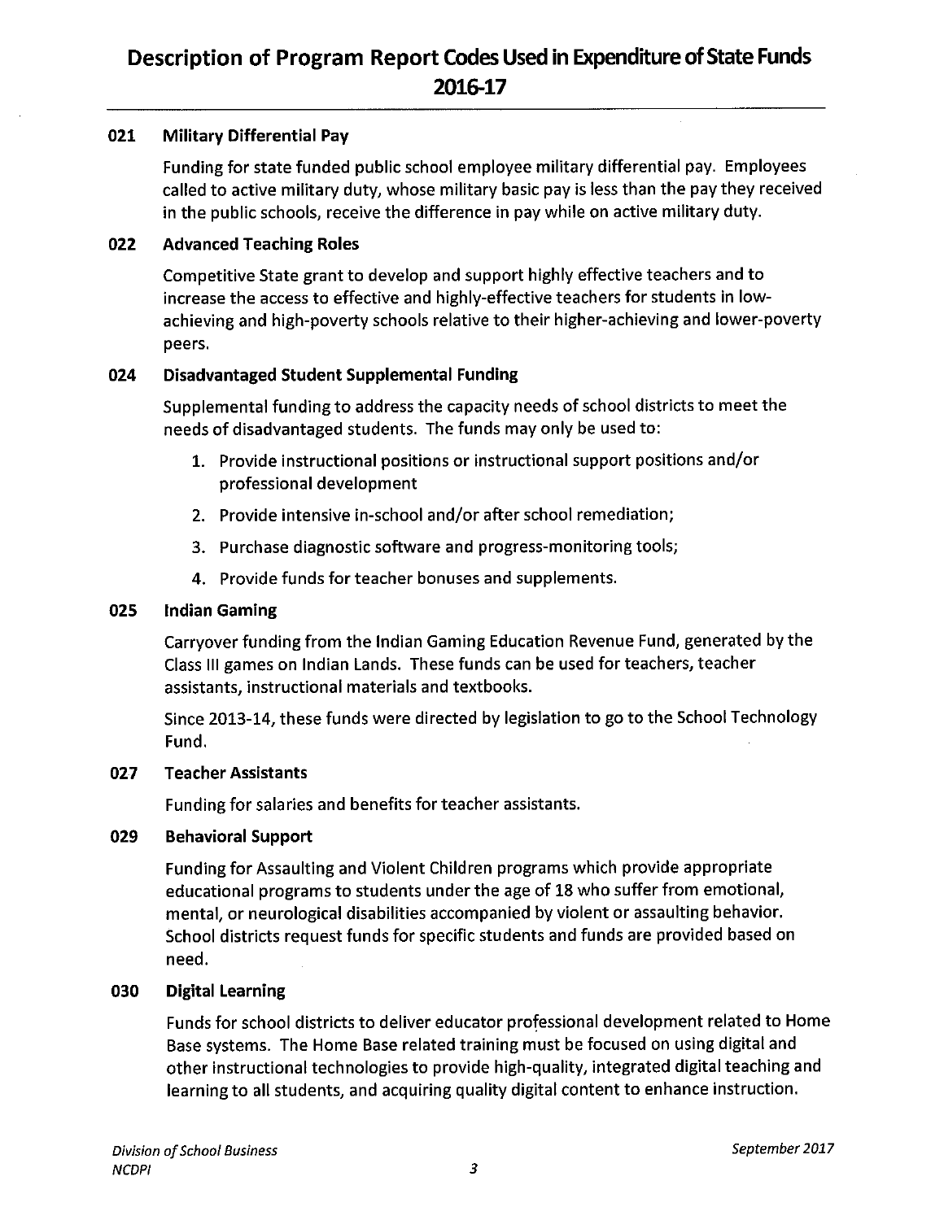# Description of Program Report Codes Used in Expenditure of State Funds 2016-17

### 021 Military Differential Pay

Funding for state funded public school employee military differential pay. Employees called to active military duty, whose military basic pay is less than the pay they received in the public schools, receive the difference in pay while on active military duty.

### 022 Advanced Teaching Roles

Competitive State grant to develop and support highly effective teachers and to increase the access to effective and highly-effective teachers for students in low-achieving and high-poverty schools relative to their higher-achieving and lower-poverty peers.

### 024 Disadvantaged Student Supplemental Funding

Supplemental funding to address the capacity needs of school districts to meet the needs of disadvantaged students. The funds may only be used to:

1. Provide instructional positions or instructional support positions and/or professional development
2. Provide intensive in-school and/or after school remediation;
3. Purchase diagnostic software and progress-monitoring tools;
4. Provide funds for teacher bonuses and supplements.

### 025 Indian Gaming

Carryover funding from the Indian Gaming Education Revenue Fund, generated by the Class III games on Indian Lands. These funds can be used for teachers, teacher assistants, instructional materials and textbooks.

Since 2013-14, these funds were directed by legislation to go to the School Technology Fund.

### 027 Teacher Assistants

Funding for salaries and benefits for teacher assistants.

### 029 Behavioral Support

Funding for Assaulting and Violent Children programs which provide appropriate educational programs to students under the age of 18 who suffer from emotional, mental, or neurological disabilities accompanied by violent or assaulting behavior. School districts request funds for specific students and funds are provided based on need.

### 030 Digital Learning

Funds for school districts to deliver educator professional development related to Home Base systems. The Home Base related training must be focused on using digital and other instructional technologies to provide high-quality, integrated digital teaching and learning to all students, and acquiring quality digital content to enhance instruction.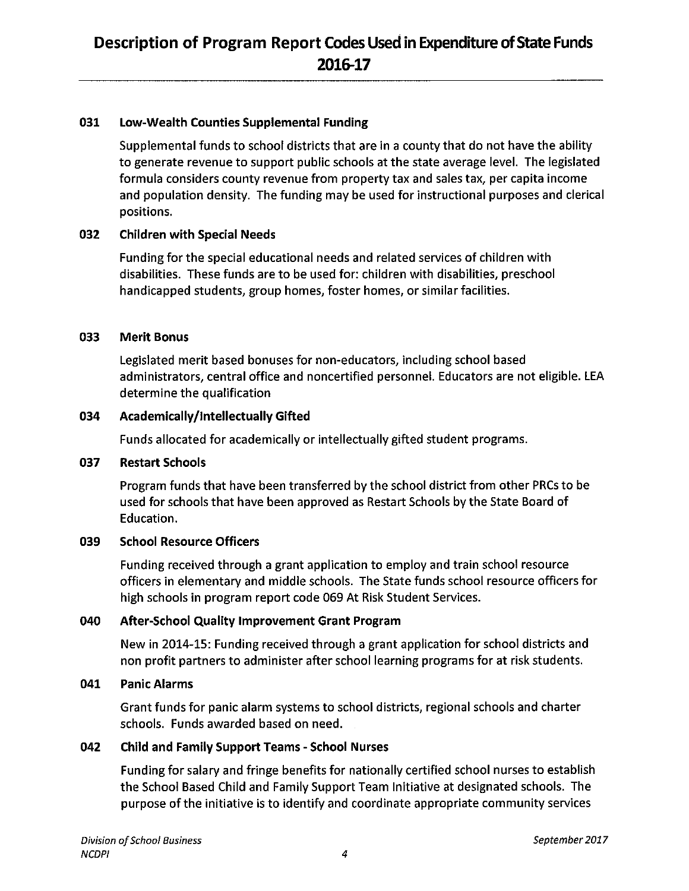### 031 Low-Wealth Counties Supplemental Funding

Supplemental funds to school districts that are in a county that do not have the ability to generate revenue to support public schools at the state average level. The legislated formula considers county revenue from property tax and sales tax, per capita income and population density. The funding may be used for instructional purposes and clerical positions.

### 032 Children with Special Needs

Funding for the special educational needs and related services of children with disabilities. These funds are to be used for: children with disabilities, preschool handicapped students, group homes, foster homes, or similar facilities.

### 033 Merit Bonus

Legislated merit based bonuses for non-educators, including school based administrators, central office and noncertified personnel. Educators are not eligible. LEA determine the qualification

### 034 Academically/Intellectually Gifted

Funds allocated for academically or intellectually gifted student programs.

### 037 Restart Schools

Program funds that have been transferred by the school district from other PRCs to be used for schools that have been approved as Restart Schools by the State Board of Education.

### 039 School Resource Officers

Funding received through a grant application to employ and train school resource officers in elementary and middle schools. The State funds school resource officers for high schools in program report code 069 At Risk Student Services.

### 040 After-School Quality Improvement Grant Program

New in 2014-15: Funding received through a grant application for school districts and non profit partners to administer after school learning programs for at risk students.

### 041 Panic Alarms

Grant funds for panic alarm systems to school districts, regional schools and charter schools. Funds awarded based on need.

### 042 Child and Family Support Teams - School Nurses

Funding for salary and fringe benefits for nationally certified school nurses to establish the School Based Child and Family Support Team Initiative at designated schools. The purpose of the initiative is to identify and coordinate appropriate community services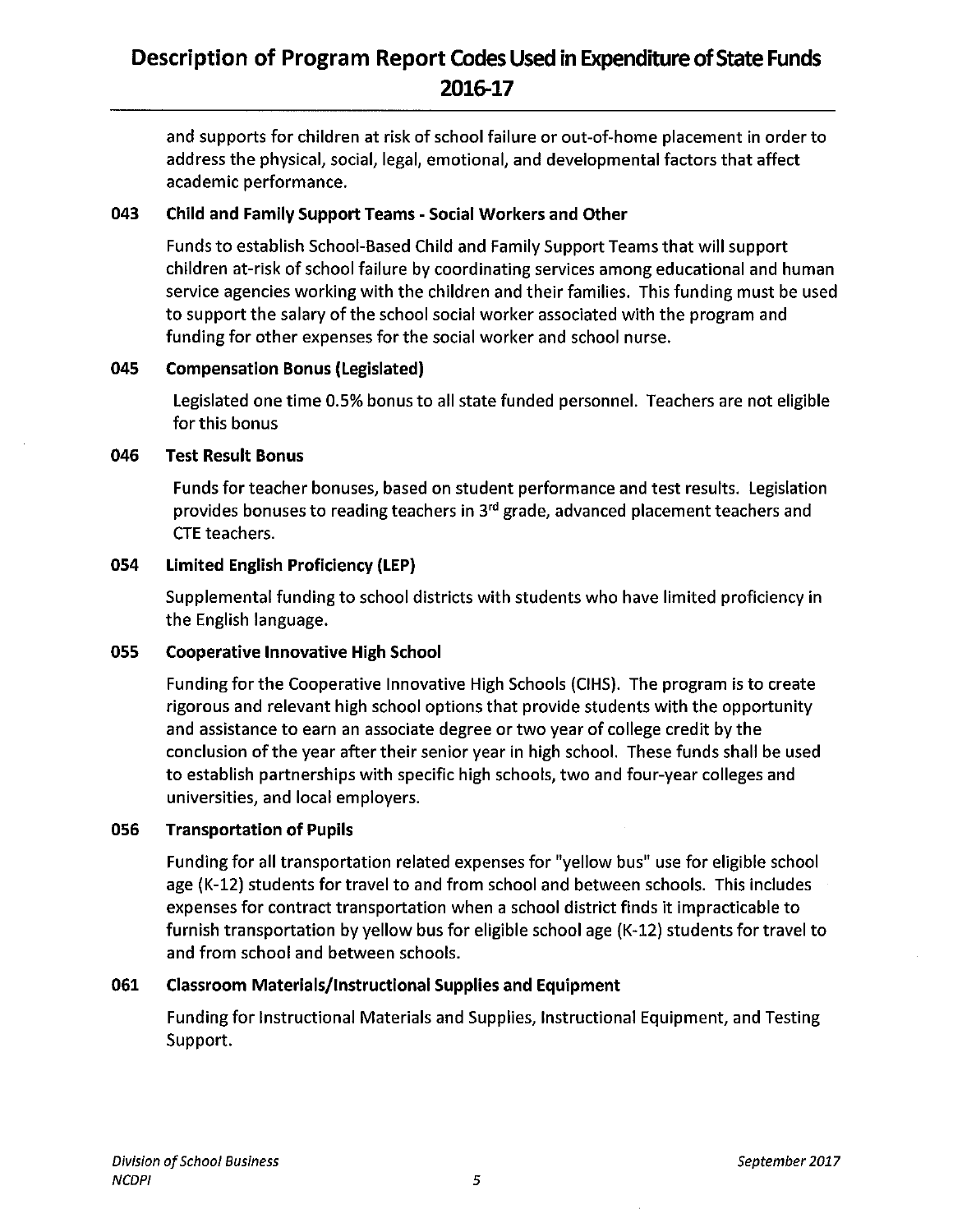and supports for children at risk of school failure or out-of-home placement in order to address the physical, social, legal, emotional, and developmental factors that affect academic performance.

### 043 Child and Family Support Teams - Social Workers and Other

Funds to establish School-Based Child and Family Support Teams that will support children at-risk of school failure by coordinating services among educational and human service agencies working with the children and their families. This funding must be used to support the salary of the school social worker associated with the program and funding for other expenses for the social worker and school nurse.

### 045 Compensation Bonus (Legislated)

Legislated one time 0.5% bonus to all state funded personnel. Teachers are not eligible for this bonus

### 046 Test Result Bonus

Funds for teacher bonuses, based on student performance and test results. Legislation provides bonuses to reading teachers in 3rd grade, advanced placement teachers and CTE teachers.

### 054 Limited English Proficiency (LEP)

Supplemental funding to school districts with students who have limited proficiency in the English language.

### 055 Cooperative Innovative High School

Funding for the Cooperative Innovative High Schools (CIHS). The program is to create rigorous and relevant high school options that provide students with the opportunity and assistance to earn an associate degree or two year of college credit by the conclusion of the year after their senior year in high school. These funds shall be used to establish partnerships with specific high schools, two and four-year colleges and universities, and local employers.

### 056 Transportation of Pupils

Funding for all transportation related expenses for "yellow bus" use for eligible school age (K-12) students for travel to and from school and between schools. This includes expenses for contract transportation when a school district finds it impracticable to furnish transportation by yellow bus for eligible school age (K-12) students for travel to and from school and between schools.

### 061 Classroom Materials/Instructional Supplies and Equipment

Funding for Instructional Materials and Supplies, Instructional Equipment, and Testing Support.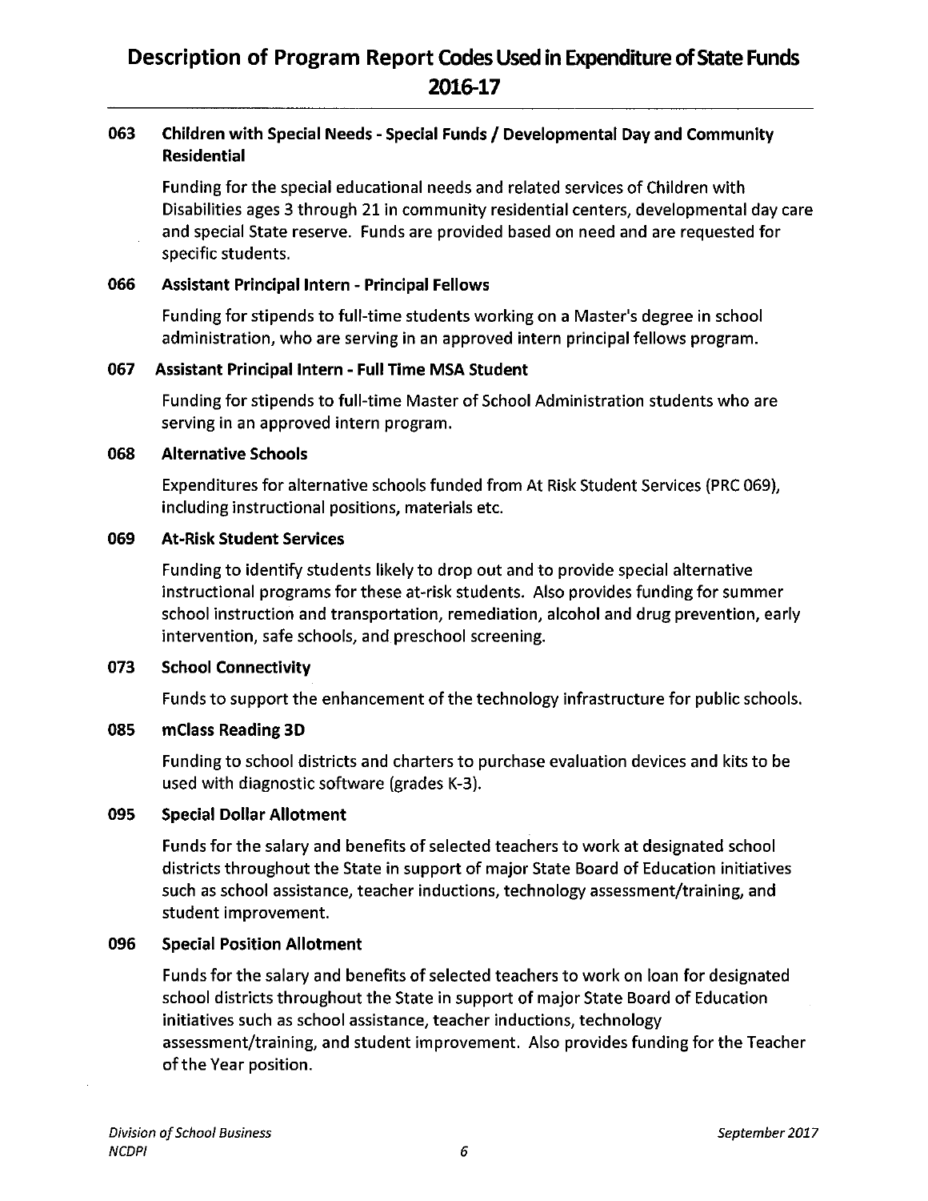# Description of Program Report Codes Used in Expenditure of State Funds 2016-17

### 063 Children with Special Needs - Special Funds / Developmental Day and Community Residential

Funding for the special educational needs and related services of Children with Disabilities ages 3 through 21 in community residential centers, developmental day care and special State reserve. Funds are provided based on need and are requested for specific students.

### 066 Assistant Principal Intern - Principal Fellows

Funding for stipends to full-time students working on a Master's degree in school administration, who are serving in an approved intern principal fellows program.

### 067 Assistant Principal Intern - Full Time MSA Student

Funding for stipends to full-time Master of School Administration students who are serving in an approved intern program.

### 068 Alternative Schools

Expenditures for alternative schools funded from At Risk Student Services (PRC 069), including instructional positions, materials etc.

### 069 At-Risk Student Services

Funding to identify students likely to drop out and to provide special alternative instructional programs for these at-risk students. Also provides funding for summer school instruction and transportation, remediation, alcohol and drug prevention, early intervention, safe schools, and preschool screening.

### 073 School Connectivity

Funds to support the enhancement of the technology infrastructure for public schools.

### 085 mClass Reading 3D

Funding to school districts and charters to purchase evaluation devices and kits to be used with diagnostic software (grades K-3).

### 095 Special Dollar Allotment

Funds for the salary and benefits of selected teachers to work at designated school districts throughout the State in support of major State Board of Education initiatives such as school assistance, teacher inductions, technology assessment/training, and student improvement.

### 096 Special Position Allotment

Funds for the salary and benefits of selected teachers to work on loan for designated school districts throughout the State in support of major State Board of Education initiatives such as school assistance, teacher inductions, technology assessment/training, and student improvement. Also provides funding for the Teacher of the Year position.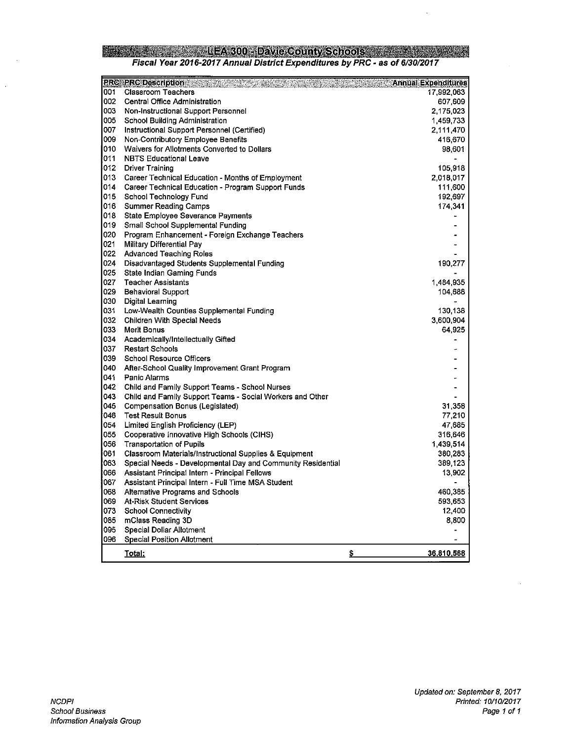# LEA 300 - Davie County Schools

***Fiscal Year 2016-2017 Annual District Expenditures by PRC - as of 6/30/2017***

| PRC | PRC Description | Annual Expenditures |
|---|---|---|
| 001 | Classroom Teachers | 17,992,063 |
| 002 | Central Office Administration | 607,609 |
| 003 | Non-Instructional Support Personnel | 2,175,023 |
| 005 | School Building Administration | 1,459,733 |
| 007 | Instructional Support Personnel (Certified) | 2,111,470 |
| 009 | Non-Contributory Employee Benefits | 416,670 |
| 010 | Waivers for Allotments Converted to Dollars | 98,601 |
| 011 | NBTS Educational Leave | - |
| 012 | Driver Training | 105,918 |
| 013 | Career Technical Education - Months of Employment | 2,018,017 |
| 014 | Career Technical Education - Program Support Funds | 111,600 |
| 015 | School Technology Fund | 192,697 |
| 016 | Summer Reading Camps | 174,341 |
| 018 | State Employee Severance Payments | - |
| 019 | Small School Supplemental Funding | - |
| 020 | Program Enhancement - Foreign Exchange Teachers | - |
| 021 | Military Differential Pay | - |
| 022 | Advanced Teaching Roles | - |
| 024 | Disadvantaged Students Supplemental Funding | 190,277 |
| 025 | State Indian Gaming Funds | - |
| 027 | Teacher Assistants | 1,484,935 |
| 029 | Behavioral Support | 104,688 |
| 030 | Digital Learning | - |
| 031 | Low-Wealth Counties Supplemental Funding | 130,138 |
| 032 | Children With Special Needs | 3,600,904 |
| 033 | Merit Bonus | 64,925 |
| 034 | Academically/Intellectually Gifted | - |
| 037 | Restart Schools | - |
| 039 | School Resource Officers | - |
| 040 | After-School Quality Improvement Grant Program | - |
| 041 | Panic Alarms | - |
| 042 | Child and Family Support Teams - School Nurses | - |
| 043 | Child and Family Support Teams - Social Workers and Other | - |
| 045 | Compensation Bonus (Legislated) | 31,358 |
| 046 | Test Result Bonus | 77,210 |
| 054 | Limited English Proficiency (LEP) | 47,685 |
| 055 | Cooperative Innovative High Schools (CIHS) | 316,646 |
| 056 | Transportation of Pupils | 1,439,514 |
| 061 | Classroom Materials/Instructional Supplies & Equipment | 380,283 |
| 063 | Special Needs - Developmental Day and Community Residential | 389,123 |
| 066 | Assistant Principal Intern - Principal Fellows | 13,902 |
| 067 | Assistant Principal Intern - Full Time MSA Student | - |
| 068 | Alternative Programs and Schools | 460,385 |
| 069 | At-Risk Student Services | 593,653 |
| 073 | School Connectivity | 12,400 |
| 085 | mClass Reading 3D | 8,800 |
| 095 | Special Dollar Allotment | - |
| 096 | Special Position Allotment | - |
| | **Total:** | **$ 36,810,568** |

*NCDPI*
*School Business*
*Information Analysis Group*

*Updated on: September 8, 2017*
*Printed: 10/10/2017*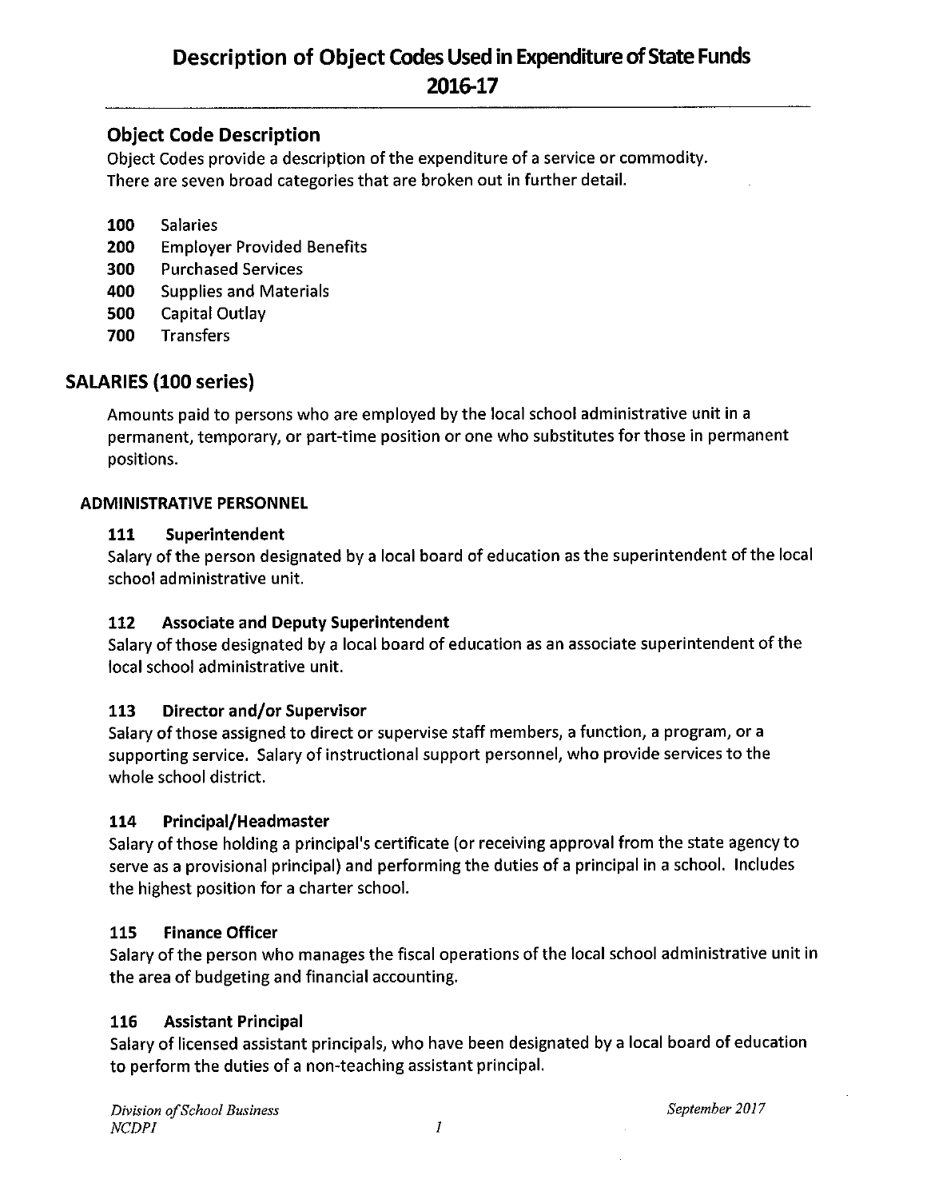# Description of Object Codes Used in Expenditure of State Funds 2016-17

## Object Code Description

Object Codes provide a description of the expenditure of a service or commodity.
There are seven broad categories that are broken out in further detail.

- **100** Salaries
- **200** Employer Provided Benefits
- **300** Purchased Services
- **400** Supplies and Materials
- **500** Capital Outlay
- **700** Transfers

## SALARIES (100 series)

Amounts paid to persons who are employed by the local school administrative unit in a permanent, temporary, or part-time position or one who substitutes for those in permanent positions.

### ADMINISTRATIVE PERSONNEL

#### 111 Superintendent

Salary of the person designated by a local board of education as the superintendent of the local school administrative unit.

#### 112 Associate and Deputy Superintendent

Salary of those designated by a local board of education as an associate superintendent of the local school administrative unit.

#### 113 Director and/or Supervisor

Salary of those assigned to direct or supervise staff members, a function, a program, or a supporting service. Salary of instructional support personnel, who provide services to the whole school district.

#### 114 Principal/Headmaster

Salary of those holding a principal's certificate (or receiving approval from the state agency to serve as a provisional principal) and performing the duties of a principal in a school. Includes the highest position for a charter school.

#### 115 Finance Officer

Salary of the person who manages the fiscal operations of the local school administrative unit in the area of budgeting and financial accounting.

#### 116 Assistant Principal

Salary of licensed assistant principals, who have been designated by a local board of education to perform the duties of a non-teaching assistant principal.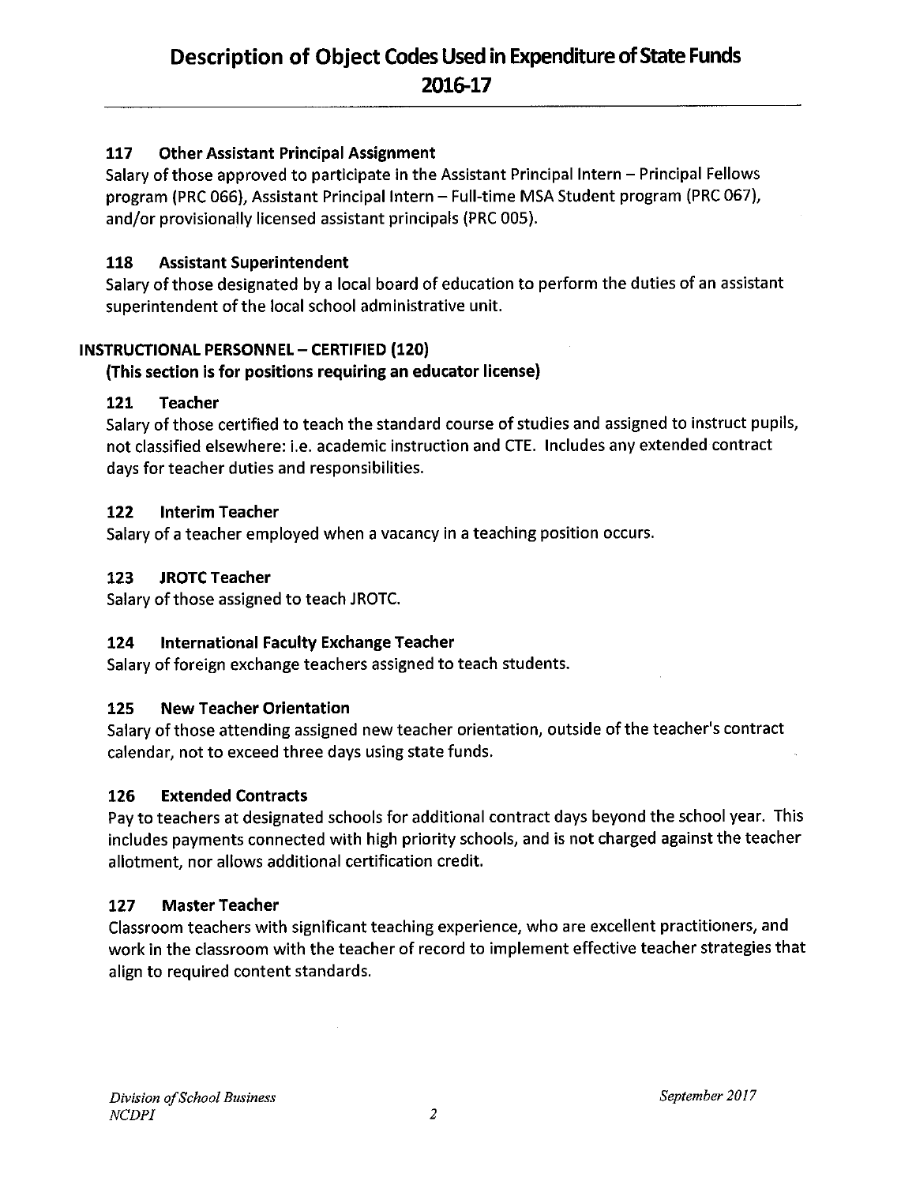### 117 Other Assistant Principal Assignment

Salary of those approved to participate in the Assistant Principal Intern – Principal Fellows program (PRC 066), Assistant Principal Intern – Full-time MSA Student program (PRC 067), and/or provisionally licensed assistant principals (PRC 005).

### 118 Assistant Superintendent

Salary of those designated by a local board of education to perform the duties of an assistant superintendent of the local school administrative unit.

## INSTRUCTIONAL PERSONNEL – CERTIFIED (120)

**(This section is for positions requiring an educator license)**

### 121 Teacher

Salary of those certified to teach the standard course of studies and assigned to instruct pupils, not classified elsewhere: i.e. academic instruction and CTE. Includes any extended contract days for teacher duties and responsibilities.

### 122 Interim Teacher

Salary of a teacher employed when a vacancy in a teaching position occurs.

### 123 JROTC Teacher

Salary of those assigned to teach JROTC.

### 124 International Faculty Exchange Teacher

Salary of foreign exchange teachers assigned to teach students.

### 125 New Teacher Orientation

Salary of those attending assigned new teacher orientation, outside of the teacher's contract calendar, not to exceed three days using state funds.

### 126 Extended Contracts

Pay to teachers at designated schools for additional contract days beyond the school year. This includes payments connected with high priority schools, and is not charged against the teacher allotment, nor allows additional certification credit.

### 127 Master Teacher

Classroom teachers with significant teaching experience, who are excellent practitioners, and work in the classroom with the teacher of record to implement effective teacher strategies that align to required content standards.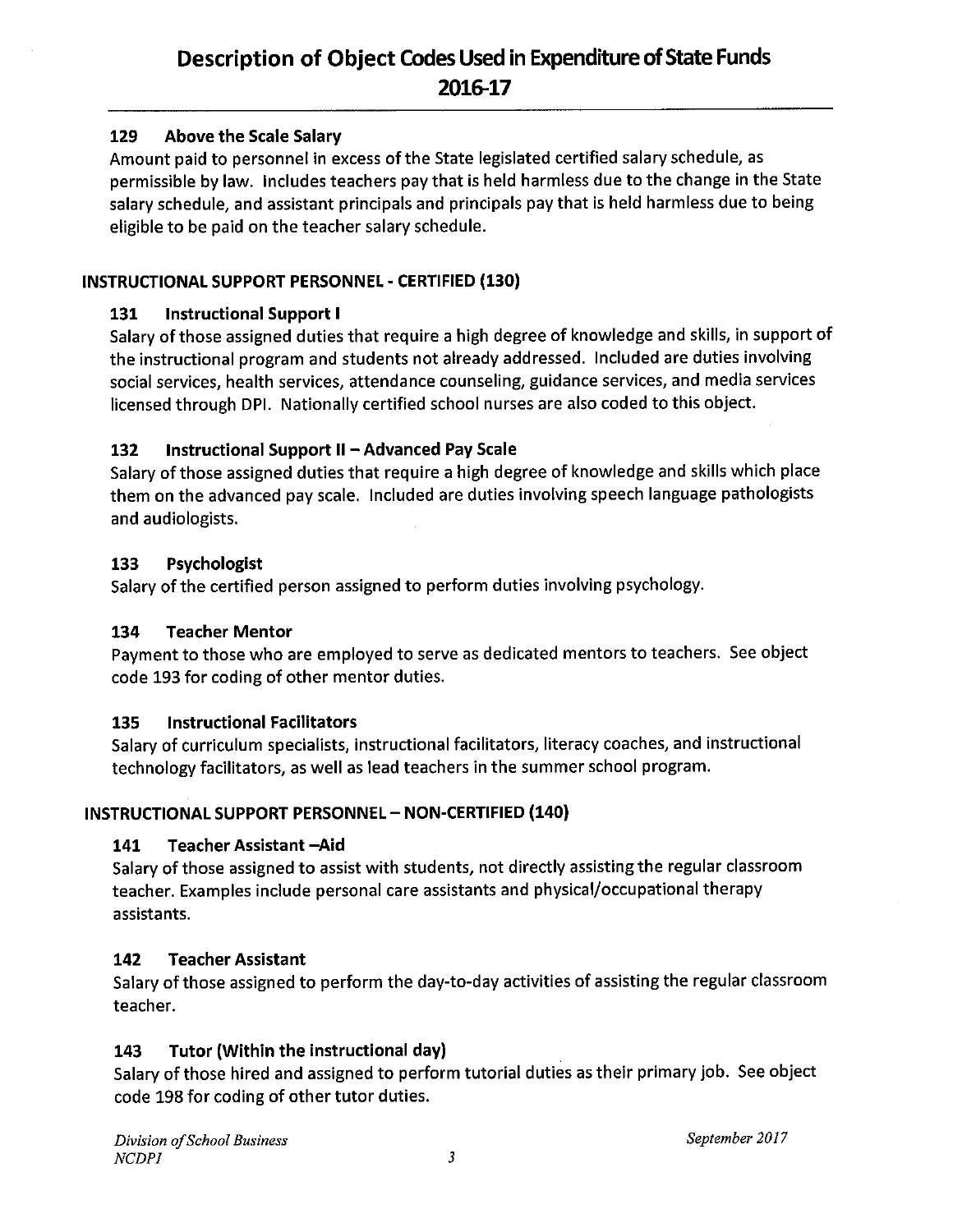# Description of Object Codes Used in Expenditure of State Funds 2016-17

### 129 Above the Scale Salary

Amount paid to personnel in excess of the State legislated certified salary schedule, as permissible by law. Includes teachers pay that is held harmless due to the change in the State salary schedule, and assistant principals and principals pay that is held harmless due to being eligible to be paid on the teacher salary schedule.

## INSTRUCTIONAL SUPPORT PERSONNEL - CERTIFIED (130)

### 131 Instructional Support I

Salary of those assigned duties that require a high degree of knowledge and skills, in support of the instructional program and students not already addressed. Included are duties involving social services, health services, attendance counseling, guidance services, and media services licensed through DPI. Nationally certified school nurses are also coded to this object.

### 132 Instructional Support II – Advanced Pay Scale

Salary of those assigned duties that require a high degree of knowledge and skills which place them on the advanced pay scale. Included are duties involving speech language pathologists and audiologists.

### 133 Psychologist

Salary of the certified person assigned to perform duties involving psychology.

### 134 Teacher Mentor

Payment to those who are employed to serve as dedicated mentors to teachers. See object code 193 for coding of other mentor duties.

### 135 Instructional Facilitators

Salary of curriculum specialists, instructional facilitators, literacy coaches, and instructional technology facilitators, as well as lead teachers in the summer school program.

## INSTRUCTIONAL SUPPORT PERSONNEL – NON-CERTIFIED (140)

### 141 Teacher Assistant –Aid

Salary of those assigned to assist with students, not directly assisting the regular classroom teacher. Examples include personal care assistants and physical/occupational therapy assistants.

### 142 Teacher Assistant

Salary of those assigned to perform the day-to-day activities of assisting the regular classroom teacher.

### 143 Tutor (Within the instructional day)

Salary of those hired and assigned to perform tutorial duties as their primary job. See object code 198 for coding of other tutor duties.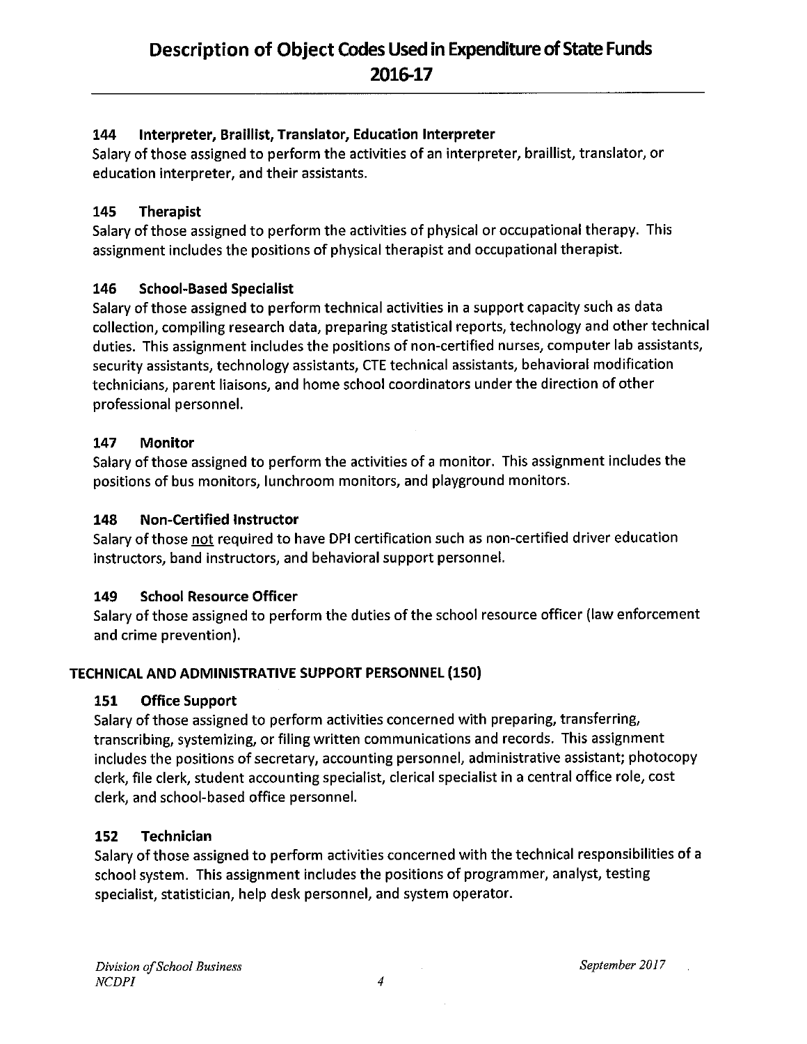#### 144 Interpreter, Braillist, Translator, Education Interpreter

Salary of those assigned to perform the activities of an interpreter, braillist, translator, or education interpreter, and their assistants.

#### 145 Therapist

Salary of those assigned to perform the activities of physical or occupational therapy. This assignment includes the positions of physical therapist and occupational therapist.

#### 146 School-Based Specialist

Salary of those assigned to perform technical activities in a support capacity such as data collection, compiling research data, preparing statistical reports, technology and other technical duties. This assignment includes the positions of non-certified nurses, computer lab assistants, security assistants, technology assistants, CTE technical assistants, behavioral modification technicians, parent liaisons, and home school coordinators under the direction of other professional personnel.

#### 147 Monitor

Salary of those assigned to perform the activities of a monitor. This assignment includes the positions of bus monitors, lunchroom monitors, and playground monitors.

#### 148 Non-Certified Instructor

Salary of those <u>not</u> required to have DPI certification such as non-certified driver education instructors, band instructors, and behavioral support personnel.

#### 149 School Resource Officer

Salary of those assigned to perform the duties of the school resource officer (law enforcement and crime prevention).

### TECHNICAL AND ADMINISTRATIVE SUPPORT PERSONNEL (150)

#### 151 Office Support

Salary of those assigned to perform activities concerned with preparing, transferring, transcribing, systemizing, or filing written communications and records. This assignment includes the positions of secretary, accounting personnel, administrative assistant; photocopy clerk, file clerk, student accounting specialist, clerical specialist in a central office role, cost clerk, and school-based office personnel.

#### 152 Technician

Salary of those assigned to perform activities concerned with the technical responsibilities of a school system. This assignment includes the positions of programmer, analyst, testing specialist, statistician, help desk personnel, and system operator.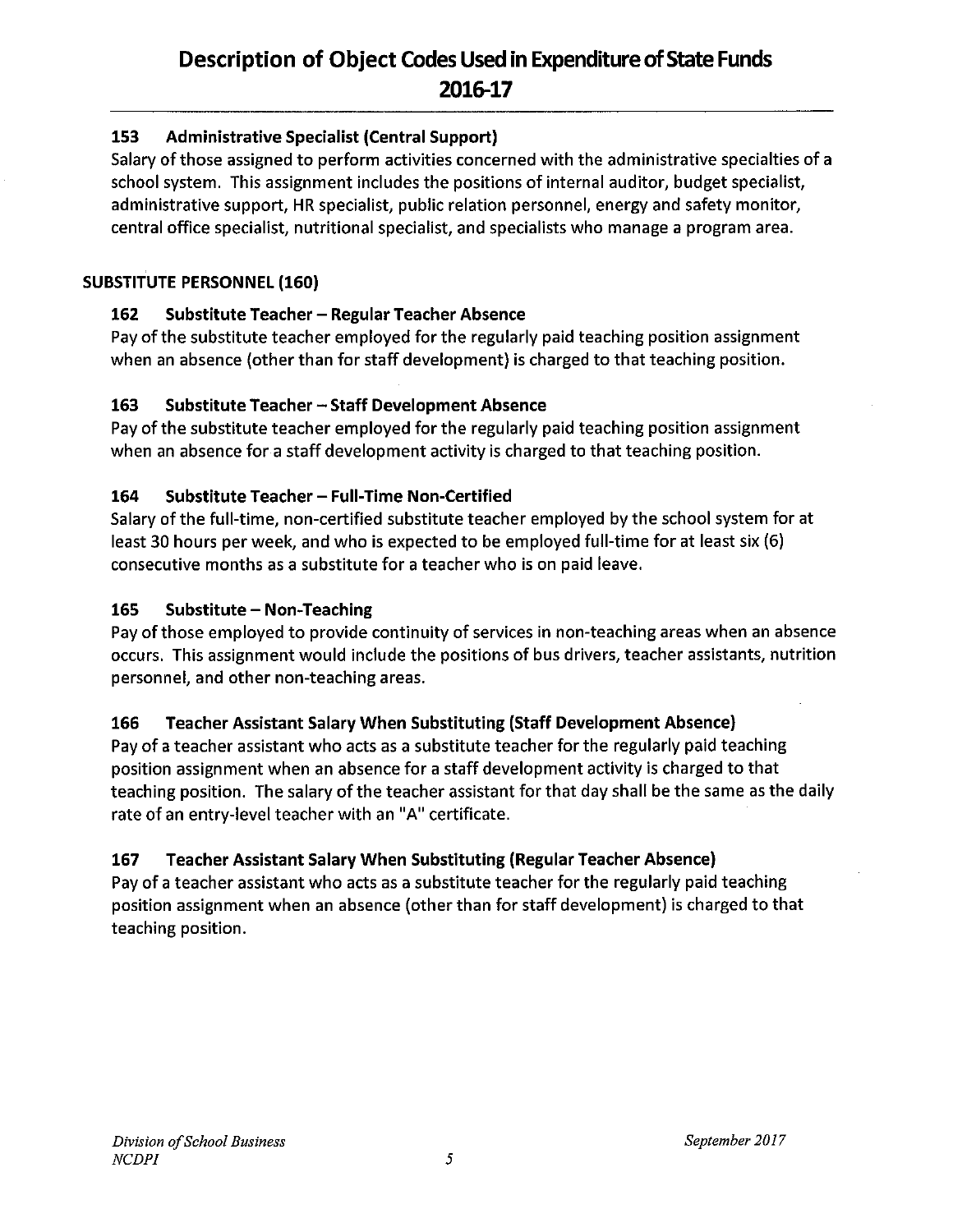### 153 Administrative Specialist (Central Support)

Salary of those assigned to perform activities concerned with the administrative specialties of a school system. This assignment includes the positions of internal auditor, budget specialist, administrative support, HR specialist, public relation personnel, energy and safety monitor, central office specialist, nutritional specialist, and specialists who manage a program area.

## SUBSTITUTE PERSONNEL (160)

### 162 Substitute Teacher – Regular Teacher Absence

Pay of the substitute teacher employed for the regularly paid teaching position assignment when an absence (other than for staff development) is charged to that teaching position.

### 163 Substitute Teacher – Staff Development Absence

Pay of the substitute teacher employed for the regularly paid teaching position assignment when an absence for a staff development activity is charged to that teaching position.

### 164 Substitute Teacher – Full-Time Non-Certified

Salary of the full-time, non-certified substitute teacher employed by the school system for at least 30 hours per week, and who is expected to be employed full-time for at least six (6) consecutive months as a substitute for a teacher who is on paid leave.

### 165 Substitute – Non-Teaching

Pay of those employed to provide continuity of services in non-teaching areas when an absence occurs. This assignment would include the positions of bus drivers, teacher assistants, nutrition personnel, and other non-teaching areas.

### 166 Teacher Assistant Salary When Substituting (Staff Development Absence)

Pay of a teacher assistant who acts as a substitute teacher for the regularly paid teaching position assignment when an absence for a staff development activity is charged to that teaching position. The salary of the teacher assistant for that day shall be the same as the daily rate of an entry-level teacher with an "A" certificate.

### 167 Teacher Assistant Salary When Substituting (Regular Teacher Absence)

Pay of a teacher assistant who acts as a substitute teacher for the regularly paid teaching position assignment when an absence (other than for staff development) is charged to that teaching position.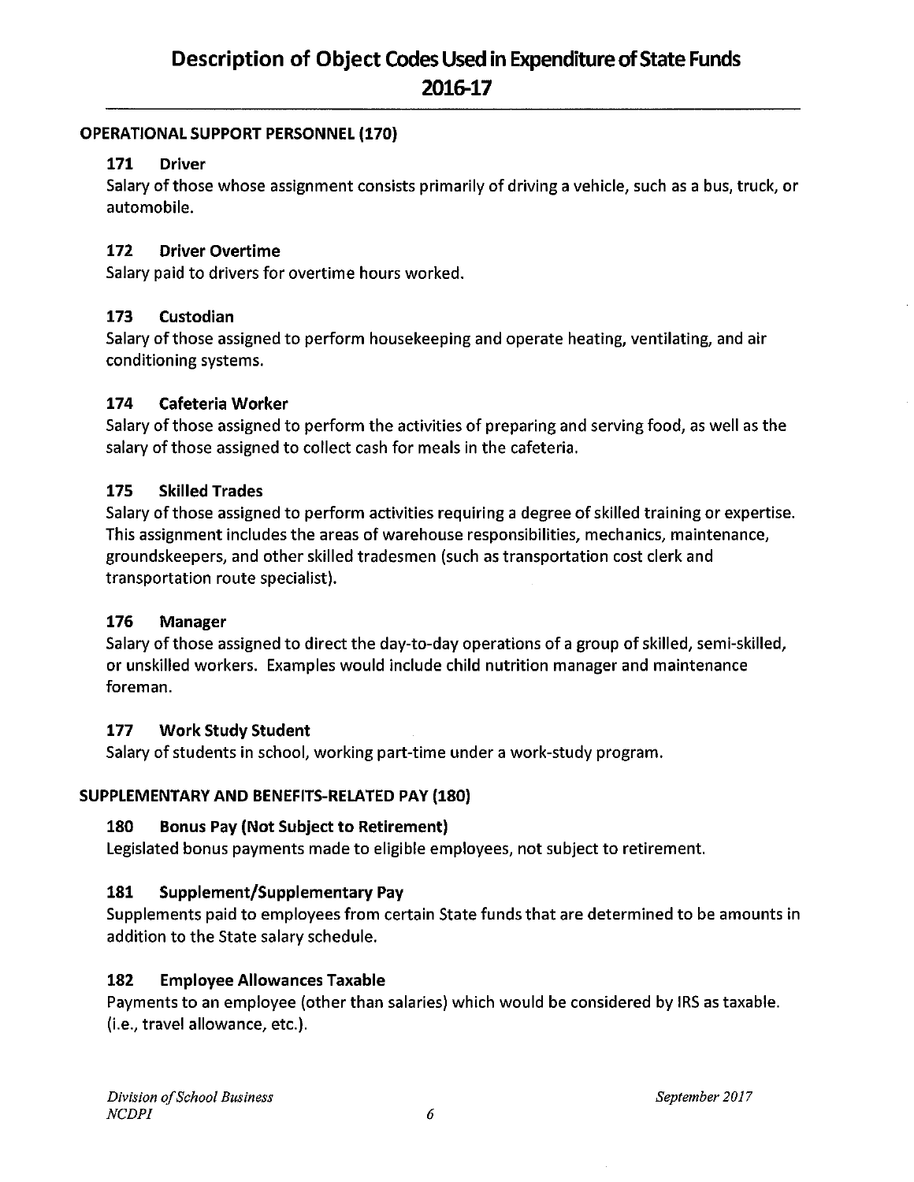## OPERATIONAL SUPPORT PERSONNEL (170)

### 171 Driver

Salary of those whose assignment consists primarily of driving a vehicle, such as a bus, truck, or automobile.

### 172 Driver Overtime

Salary paid to drivers for overtime hours worked.

### 173 Custodian

Salary of those assigned to perform housekeeping and operate heating, ventilating, and air conditioning systems.

### 174 Cafeteria Worker

Salary of those assigned to perform the activities of preparing and serving food, as well as the salary of those assigned to collect cash for meals in the cafeteria.

### 175 Skilled Trades

Salary of those assigned to perform activities requiring a degree of skilled training or expertise. This assignment includes the areas of warehouse responsibilities, mechanics, maintenance, groundskeepers, and other skilled tradesmen (such as transportation cost clerk and transportation route specialist).

### 176 Manager

Salary of those assigned to direct the day-to-day operations of a group of skilled, semi-skilled, or unskilled workers. Examples would include child nutrition manager and maintenance foreman.

### 177 Work Study Student

Salary of students in school, working part-time under a work-study program.

## SUPPLEMENTARY AND BENEFITS-RELATED PAY (180)

### 180 Bonus Pay (Not Subject to Retirement)

Legislated bonus payments made to eligible employees, not subject to retirement.

### 181 Supplement/Supplementary Pay

Supplements paid to employees from certain State funds that are determined to be amounts in addition to the State salary schedule.

### 182 Employee Allowances Taxable

Payments to an employee (other than salaries) which would be considered by IRS as taxable. (i.e., travel allowance, etc.).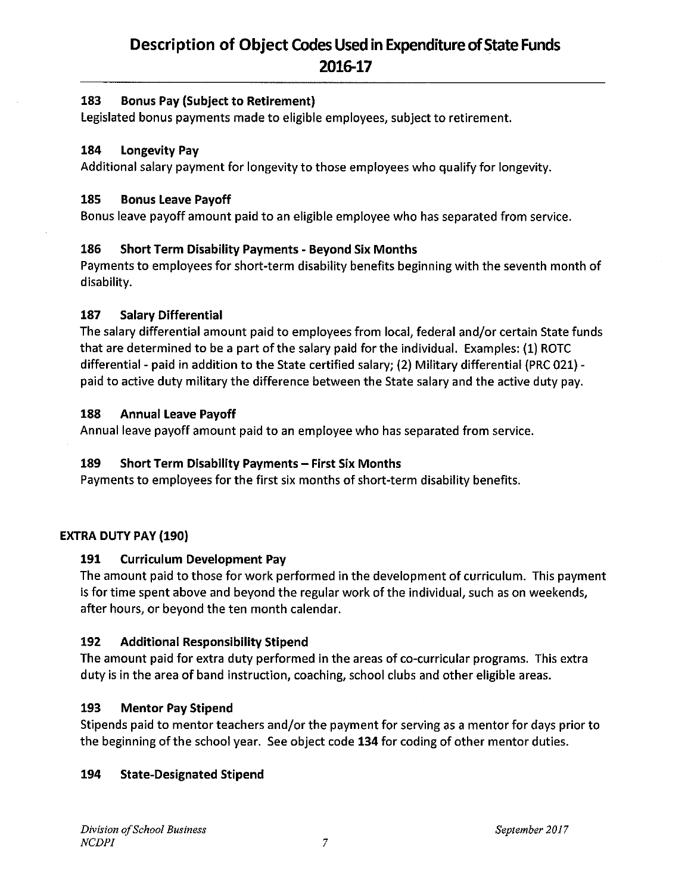# Description of Object Codes Used in Expenditure of State Funds 2016-17

### 183 Bonus Pay (Subject to Retirement)

Legislated bonus payments made to eligible employees, subject to retirement.

### 184 Longevity Pay

Additional salary payment for longevity to those employees who qualify for longevity.

### 185 Bonus Leave Payoff

Bonus leave payoff amount paid to an eligible employee who has separated from service.

### 186 Short Term Disability Payments - Beyond Six Months

Payments to employees for short-term disability benefits beginning with the seventh month of disability.

### 187 Salary Differential

The salary differential amount paid to employees from local, federal and/or certain State funds that are determined to be a part of the salary paid for the individual. Examples: (1) ROTC differential - paid in addition to the State certified salary; (2) Military differential (PRC 021) - paid to active duty military the difference between the State salary and the active duty pay.

### 188 Annual Leave Payoff

Annual leave payoff amount paid to an employee who has separated from service.

### 189 Short Term Disability Payments – First Six Months

Payments to employees for the first six months of short-term disability benefits.

## EXTRA DUTY PAY (190)

### 191 Curriculum Development Pay

The amount paid to those for work performed in the development of curriculum. This payment is for time spent above and beyond the regular work of the individual, such as on weekends, after hours, or beyond the ten month calendar.

### 192 Additional Responsibility Stipend

The amount paid for extra duty performed in the areas of co-curricular programs. This extra duty is in the area of band instruction, coaching, school clubs and other eligible areas.

### 193 Mentor Pay Stipend

Stipends paid to mentor teachers and/or the payment for serving as a mentor for days prior to the beginning of the school year. See object code **134** for coding of other mentor duties.

### 194 State-Designated Stipend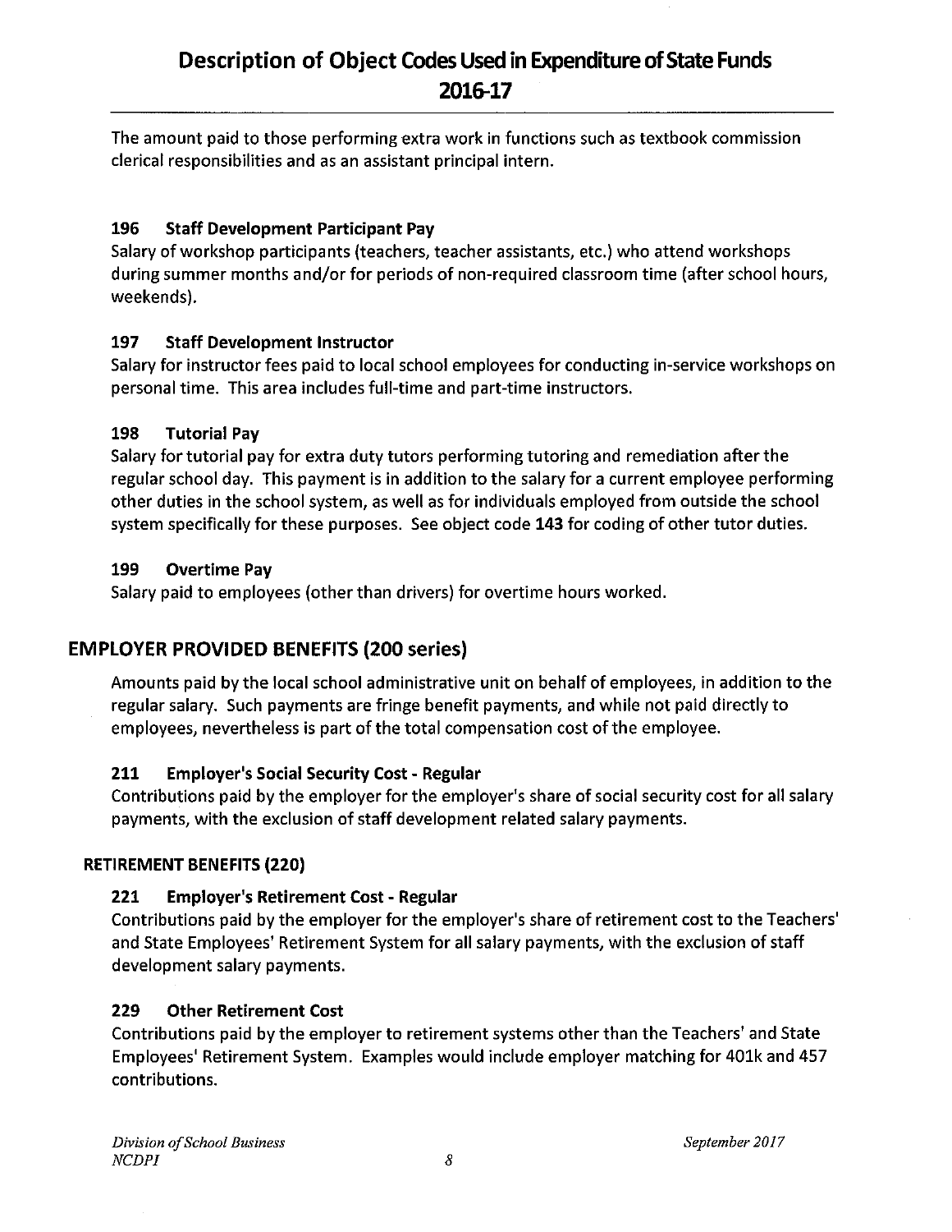The amount paid to those performing extra work in functions such as textbook commission clerical responsibilities and as an assistant principal intern.

**196 Staff Development Participant Pay**
Salary of workshop participants (teachers, teacher assistants, etc.) who attend workshops during summer months and/or for periods of non-required classroom time (after school hours, weekends).

**197 Staff Development Instructor**
Salary for instructor fees paid to local school employees for conducting in-service workshops on personal time. This area includes full-time and part-time instructors.

**198 Tutorial Pay**
Salary for tutorial pay for extra duty tutors performing tutoring and remediation after the regular school day. This payment is in addition to the salary for a current employee performing other duties in the school system, as well as for individuals employed from outside the school system specifically for these purposes. See object code **143** for coding of other tutor duties.

**199 Overtime Pay**
Salary paid to employees (other than drivers) for overtime hours worked.

## EMPLOYER PROVIDED BENEFITS (200 series)

Amounts paid by the local school administrative unit on behalf of employees, in addition to the regular salary. Such payments are fringe benefit payments, and while not paid directly to employees, nevertheless is part of the total compensation cost of the employee.

**211 Employer's Social Security Cost - Regular**
Contributions paid by the employer for the employer's share of social security cost for all salary payments, with the exclusion of staff development related salary payments.

### RETIREMENT BENEFITS (220)

**221 Employer's Retirement Cost - Regular**
Contributions paid by the employer for the employer's share of retirement cost to the Teachers' and State Employees' Retirement System for all salary payments, with the exclusion of staff development salary payments.

**229 Other Retirement Cost**
Contributions paid by the employer to retirement systems other than the Teachers' and State Employees' Retirement System. Examples would include employer matching for 401k and 457 contributions.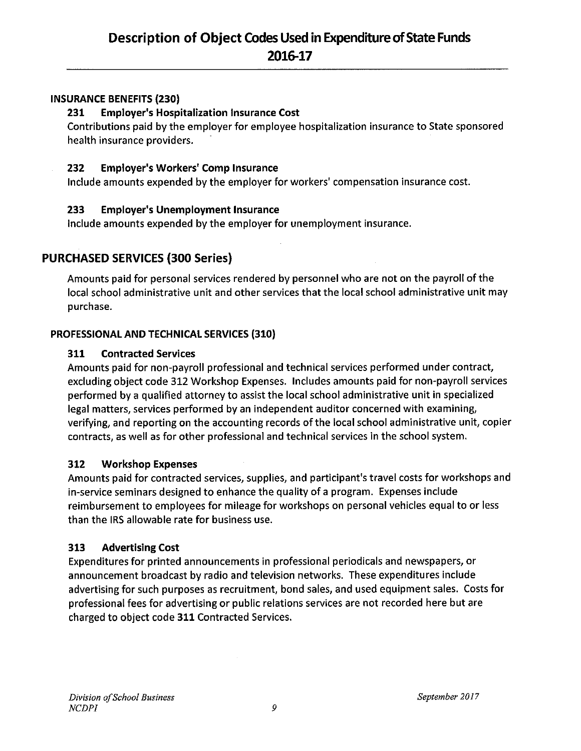## INSURANCE BENEFITS (230)

### 231 Employer's Hospitalization Insurance Cost

Contributions paid by the employer for employee hospitalization insurance to State sponsored health insurance providers.

### 232 Employer's Workers' Comp Insurance

Include amounts expended by the employer for workers' compensation insurance cost.

### 233 Employer's Unemployment Insurance

Include amounts expended by the employer for unemployment insurance.

# PURCHASED SERVICES (300 Series)

Amounts paid for personal services rendered by personnel who are not on the payroll of the local school administrative unit and other services that the local school administrative unit may purchase.

## PROFESSIONAL AND TECHNICAL SERVICES (310)

### 311 Contracted Services

Amounts paid for non-payroll professional and technical services performed under contract, excluding object code 312 Workshop Expenses. Includes amounts paid for non-payroll services performed by a qualified attorney to assist the local school administrative unit in specialized legal matters, services performed by an independent auditor concerned with examining, verifying, and reporting on the accounting records of the local school administrative unit, copier contracts, as well as for other professional and technical services in the school system.

### 312 Workshop Expenses

Amounts paid for contracted services, supplies, and participant's travel costs for workshops and in-service seminars designed to enhance the quality of a program. Expenses include reimbursement to employees for mileage for workshops on personal vehicles equal to or less than the IRS allowable rate for business use.

### 313 Advertising Cost

Expenditures for printed announcements in professional periodicals and newspapers, or announcement broadcast by radio and television networks. These expenditures include advertising for such purposes as recruitment, bond sales, and used equipment sales. Costs for professional fees for advertising or public relations services are not recorded here but are charged to object code **311** Contracted Services.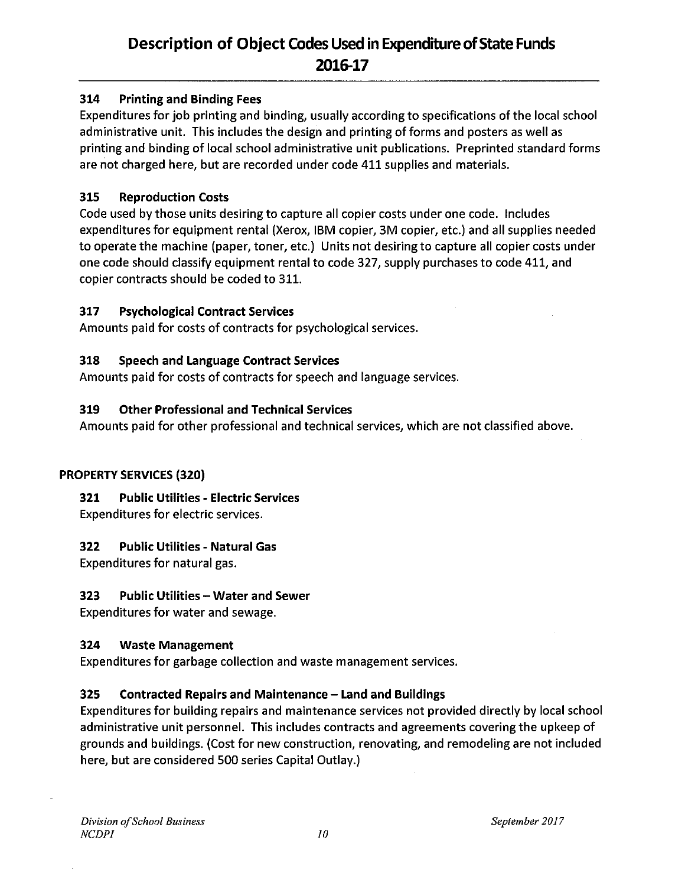### 314 Printing and Binding Fees

Expenditures for job printing and binding, usually according to specifications of the local school administrative unit. This includes the design and printing of forms and posters as well as printing and binding of local school administrative unit publications. Preprinted standard forms are not charged here, but are recorded under code 411 supplies and materials.

### 315 Reproduction Costs

Code used by those units desiring to capture all copier costs under one code. Includes expenditures for equipment rental (Xerox, IBM copier, 3M copier, etc.) and all supplies needed to operate the machine (paper, toner, etc.) Units not desiring to capture all copier costs under one code should classify equipment rental to code 327, supply purchases to code 411, and copier contracts should be coded to 311.

### 317 Psychological Contract Services

Amounts paid for costs of contracts for psychological services.

### 318 Speech and Language Contract Services

Amounts paid for costs of contracts for speech and language services.

### 319 Other Professional and Technical Services

Amounts paid for other professional and technical services, which are not classified above.

## PROPERTY SERVICES (320)

### 321 Public Utilities - Electric Services

Expenditures for electric services.

### 322 Public Utilities - Natural Gas

Expenditures for natural gas.

### 323 Public Utilities – Water and Sewer

Expenditures for water and sewage.

### 324 Waste Management

Expenditures for garbage collection and waste management services.

### 325 Contracted Repairs and Maintenance – Land and Buildings

Expenditures for building repairs and maintenance services not provided directly by local school administrative unit personnel. This includes contracts and agreements covering the upkeep of grounds and buildings. (Cost for new construction, renovating, and remodeling are not included here, but are considered 500 series Capital Outlay.)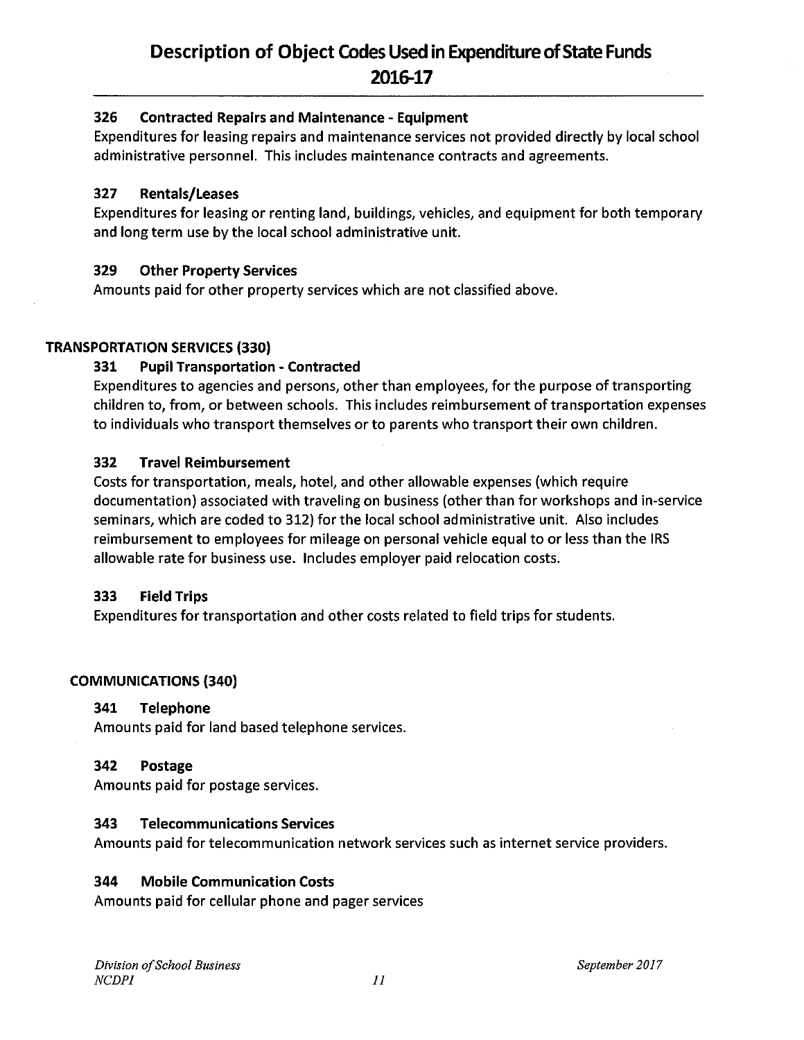### 326 Contracted Repairs and Maintenance - Equipment

Expenditures for leasing repairs and maintenance services not provided directly by local school administrative personnel. This includes maintenance contracts and agreements.

### 327 Rentals/Leases

Expenditures for leasing or renting land, buildings, vehicles, and equipment for both temporary and long term use by the local school administrative unit.

### 329 Other Property Services

Amounts paid for other property services which are not classified above.

## TRANSPORTATION SERVICES (330)

### 331 Pupil Transportation - Contracted

Expenditures to agencies and persons, other than employees, for the purpose of transporting children to, from, or between schools. This includes reimbursement of transportation expenses to individuals who transport themselves or to parents who transport their own children.

### 332 Travel Reimbursement

Costs for transportation, meals, hotel, and other allowable expenses (which require documentation) associated with traveling on business (other than for workshops and in-service seminars, which are coded to 312) for the local school administrative unit. Also includes reimbursement to employees for mileage on personal vehicle equal to or less than the IRS allowable rate for business use. Includes employer paid relocation costs.

### 333 Field Trips

Expenditures for transportation and other costs related to field trips for students.

## COMMUNICATIONS (340)

### 341 Telephone

Amounts paid for land based telephone services.

### 342 Postage

Amounts paid for postage services.

### 343 Telecommunications Services

Amounts paid for telecommunication network services such as internet service providers.

### 344 Mobile Communication Costs

Amounts paid for cellular phone and pager services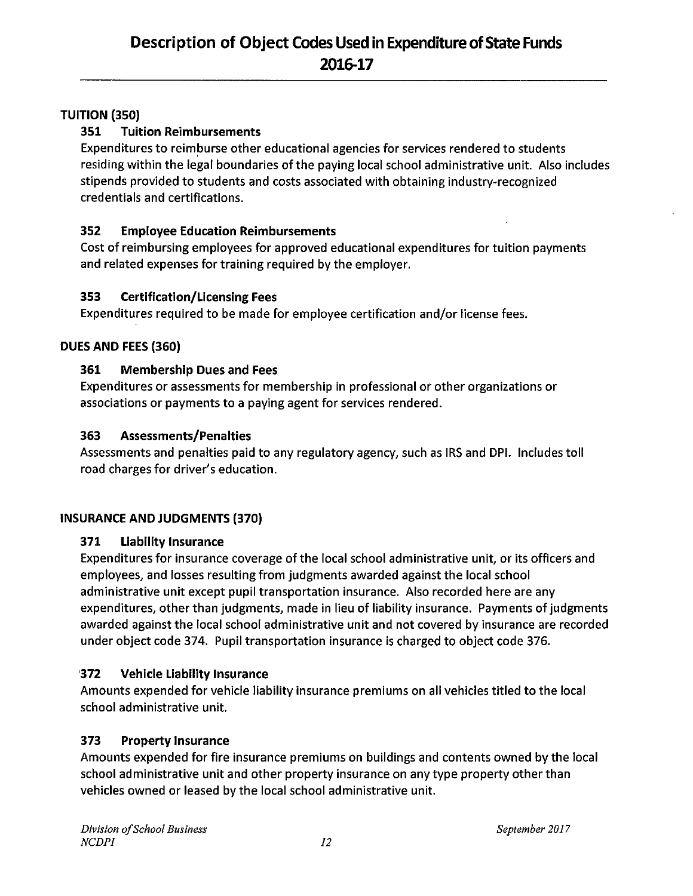# Description of Object Codes Used in Expenditure of State Funds 2016-17

## TUITION (350)

### 351 Tuition Reimbursements

Expenditures to reimburse other educational agencies for services rendered to students residing within the legal boundaries of the paying local school administrative unit. Also includes stipends provided to students and costs associated with obtaining industry-recognized credentials and certifications.

### 352 Employee Education Reimbursements

Cost of reimbursing employees for approved educational expenditures for tuition payments and related expenses for training required by the employer.

### 353 Certification/Licensing Fees

Expenditures required to be made for employee certification and/or license fees.

## DUES AND FEES (360)

### 361 Membership Dues and Fees

Expenditures or assessments for membership in professional or other organizations or associations or payments to a paying agent for services rendered.

### 363 Assessments/Penalties

Assessments and penalties paid to any regulatory agency, such as IRS and DPI. Includes toll road charges for driver's education.

## INSURANCE AND JUDGMENTS (370)

### 371 Liability Insurance

Expenditures for insurance coverage of the local school administrative unit, or its officers and employees, and losses resulting from judgments awarded against the local school administrative unit except pupil transportation insurance. Also recorded here are any expenditures, other than judgments, made in lieu of liability insurance. Payments of judgments awarded against the local school administrative unit and not covered by insurance are recorded under object code 374. Pupil transportation insurance is charged to object code 376.

### 372 Vehicle Liability Insurance

Amounts expended for vehicle liability insurance premiums on all vehicles titled to the local school administrative unit.

### 373 Property Insurance

Amounts expended for fire insurance premiums on buildings and contents owned by the local school administrative unit and other property insurance on any type property other than vehicles owned or leased by the local school administrative unit.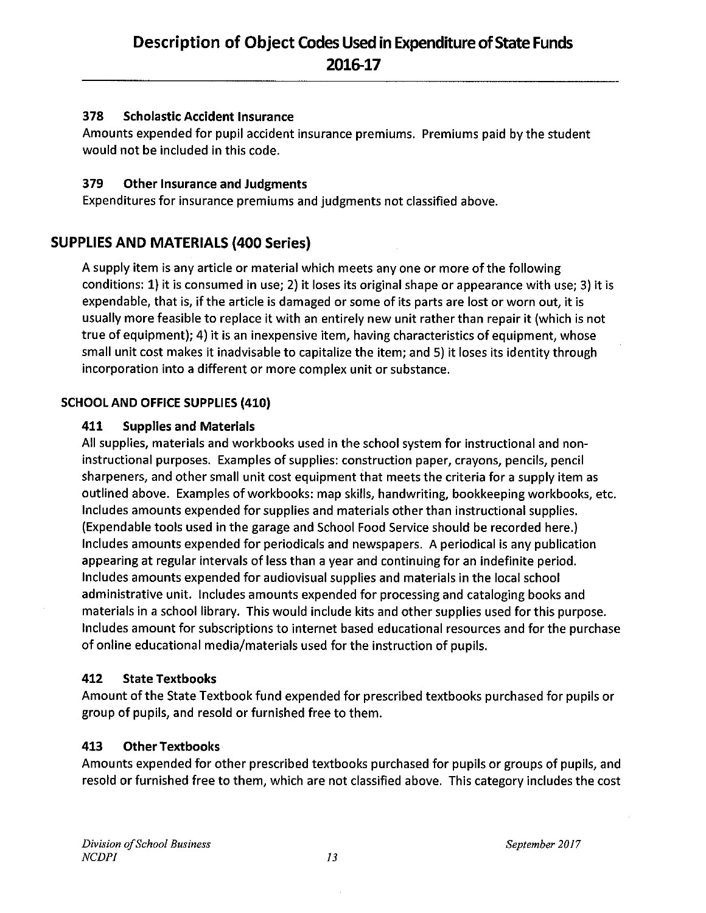### 378 Scholastic Accident Insurance

Amounts expended for pupil accident insurance premiums. Premiums paid by the student would not be included in this code.

### 379 Other Insurance and Judgments

Expenditures for insurance premiums and judgments not classified above.

## SUPPLIES AND MATERIALS (400 Series)

A supply item is any article or material which meets any one or more of the following conditions: 1) it is consumed in use; 2) it loses its original shape or appearance with use; 3) it is expendable, that is, if the article is damaged or some of its parts are lost or worn out, it is usually more feasible to replace it with an entirely new unit rather than repair it (which is not true of equipment); 4) it is an inexpensive item, having characteristics of equipment, whose small unit cost makes it inadvisable to capitalize the item; and 5) it loses its identity through incorporation into a different or more complex unit or substance.

### SCHOOL AND OFFICE SUPPLIES (410)

### 411 Supplies and Materials

All supplies, materials and workbooks used in the school system for instructional and non-instructional purposes. Examples of supplies: construction paper, crayons, pencils, pencil sharpeners, and other small unit cost equipment that meets the criteria for a supply item as outlined above. Examples of workbooks: map skills, handwriting, bookkeeping workbooks, etc. Includes amounts expended for supplies and materials other than instructional supplies. (Expendable tools used in the garage and School Food Service should be recorded here.) Includes amounts expended for periodicals and newspapers. A periodical is any publication appearing at regular intervals of less than a year and continuing for an indefinite period. Includes amounts expended for audiovisual supplies and materials in the local school administrative unit. Includes amounts expended for processing and cataloging books and materials in a school library. This would include kits and other supplies used for this purpose. Includes amount for subscriptions to internet based educational resources and for the purchase of online educational media/materials used for the instruction of pupils.

### 412 State Textbooks

Amount of the State Textbook fund expended for prescribed textbooks purchased for pupils or group of pupils, and resold or furnished free to them.

### 413 Other Textbooks

Amounts expended for other prescribed textbooks purchased for pupils or groups of pupils, and resold or furnished free to them, which are not classified above. This category includes the cost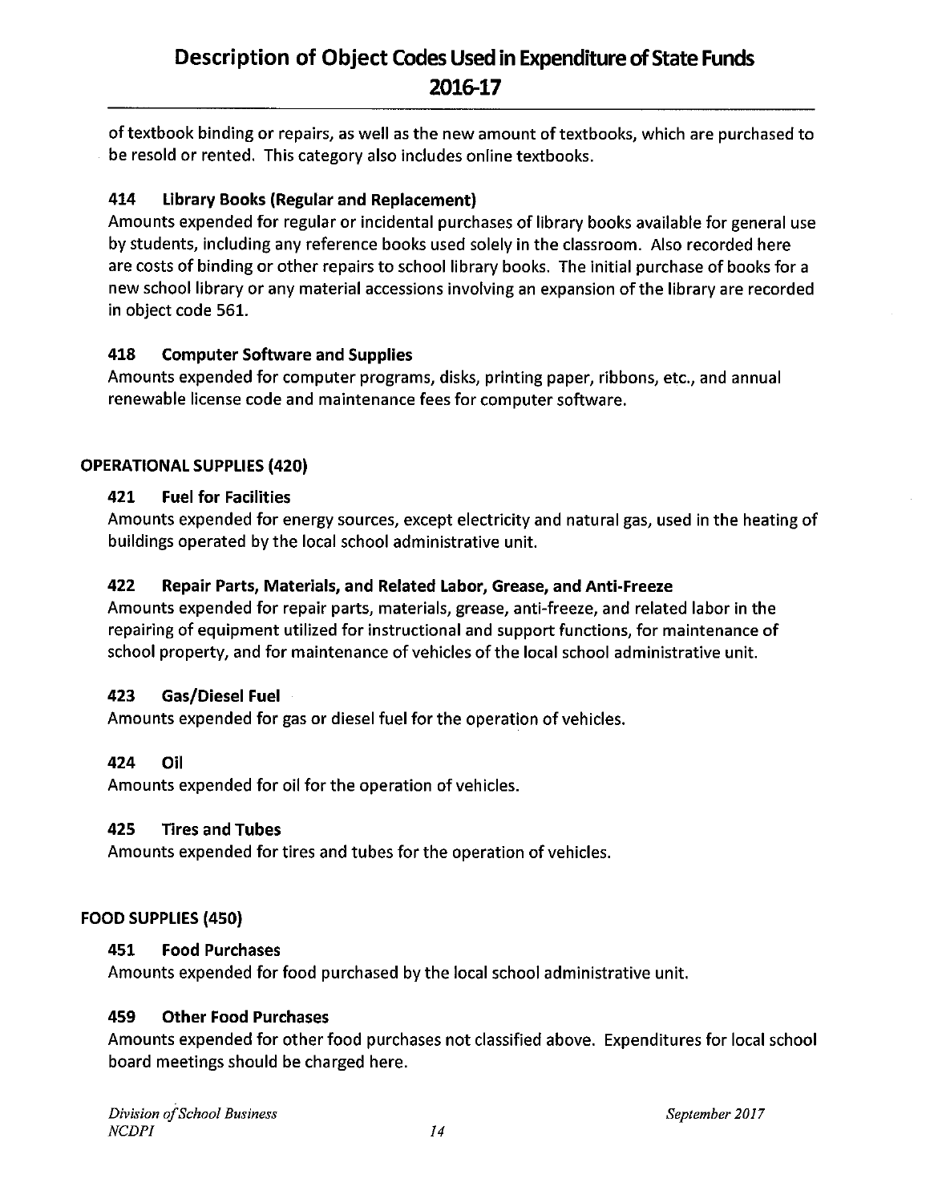of textbook binding or repairs, as well as the new amount of textbooks, which are purchased to be resold or rented. This category also includes online textbooks.

### 414 Library Books (Regular and Replacement)

Amounts expended for regular or incidental purchases of library books available for general use by students, including any reference books used solely in the classroom. Also recorded here are costs of binding or other repairs to school library books. The initial purchase of books for a new school library or any material accessions involving an expansion of the library are recorded in object code 561.

### 418 Computer Software and Supplies

Amounts expended for computer programs, disks, printing paper, ribbons, etc., and annual renewable license code and maintenance fees for computer software.

## OPERATIONAL SUPPLIES (420)

### 421 Fuel for Facilities

Amounts expended for energy sources, except electricity and natural gas, used in the heating of buildings operated by the local school administrative unit.

### 422 Repair Parts, Materials, and Related Labor, Grease, and Anti-Freeze

Amounts expended for repair parts, materials, grease, anti-freeze, and related labor in the repairing of equipment utilized for instructional and support functions, for maintenance of school property, and for maintenance of vehicles of the local school administrative unit.

### 423 Gas/Diesel Fuel

Amounts expended for gas or diesel fuel for the operation of vehicles.

### 424 Oil

Amounts expended for oil for the operation of vehicles.

### 425 Tires and Tubes

Amounts expended for tires and tubes for the operation of vehicles.

## FOOD SUPPLIES (450)

### 451 Food Purchases

Amounts expended for food purchased by the local school administrative unit.

### 459 Other Food Purchases

Amounts expended for other food purchases not classified above. Expenditures for local school board meetings should be charged here.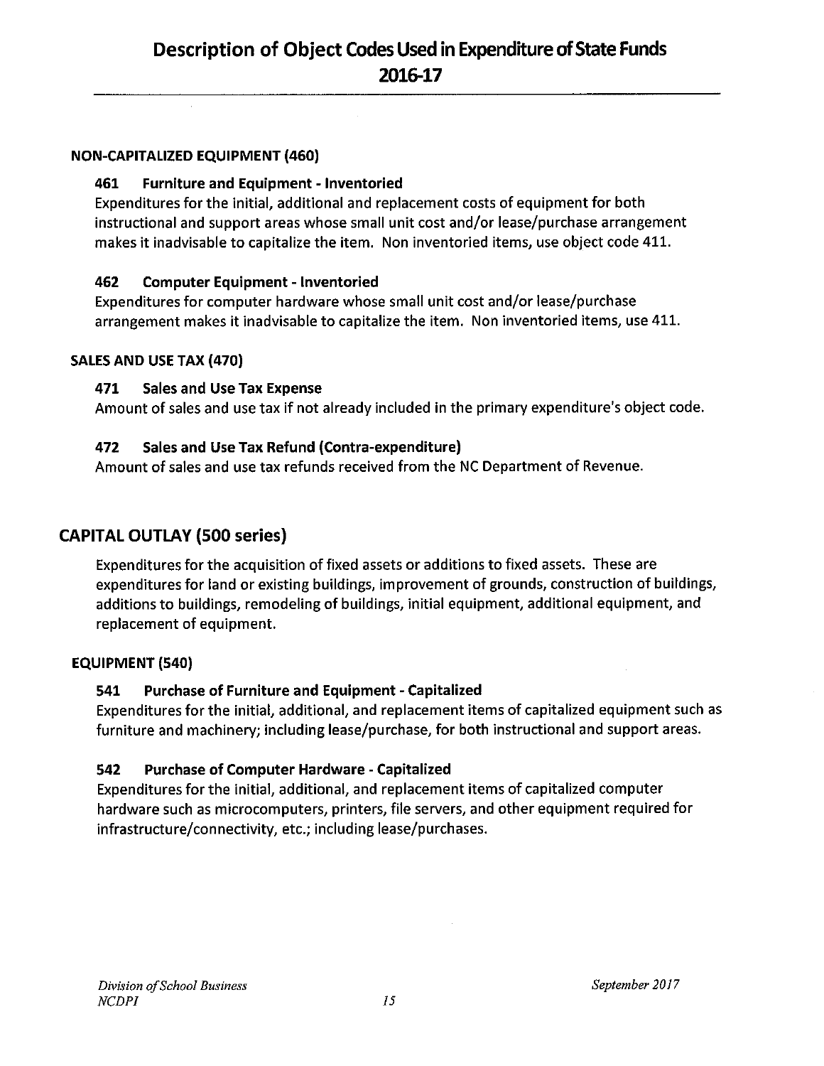### NON-CAPITALIZED EQUIPMENT (460)

**461 Furniture and Equipment - Inventoried**

Expenditures for the initial, additional and replacement costs of equipment for both instructional and support areas whose small unit cost and/or lease/purchase arrangement makes it inadvisable to capitalize the item. Non inventoried items, use object code 411.

**462 Computer Equipment - Inventoried**

Expenditures for computer hardware whose small unit cost and/or lease/purchase arrangement makes it inadvisable to capitalize the item. Non inventoried items, use 411.

### SALES AND USE TAX (470)

**471 Sales and Use Tax Expense**

Amount of sales and use tax if not already included in the primary expenditure's object code.

**472 Sales and Use Tax Refund (Contra-expenditure)**

Amount of sales and use tax refunds received from the NC Department of Revenue.

## CAPITAL OUTLAY (500 series)

Expenditures for the acquisition of fixed assets or additions to fixed assets. These are expenditures for land or existing buildings, improvement of grounds, construction of buildings, additions to buildings, remodeling of buildings, initial equipment, additional equipment, and replacement of equipment.

### EQUIPMENT (540)

**541 Purchase of Furniture and Equipment - Capitalized**

Expenditures for the initial, additional, and replacement items of capitalized equipment such as furniture and machinery; including lease/purchase, for both instructional and support areas.

**542 Purchase of Computer Hardware - Capitalized**

Expenditures for the initial, additional, and replacement items of capitalized computer hardware such as microcomputers, printers, file servers, and other equipment required for infrastructure/connectivity, etc.; including lease/purchases.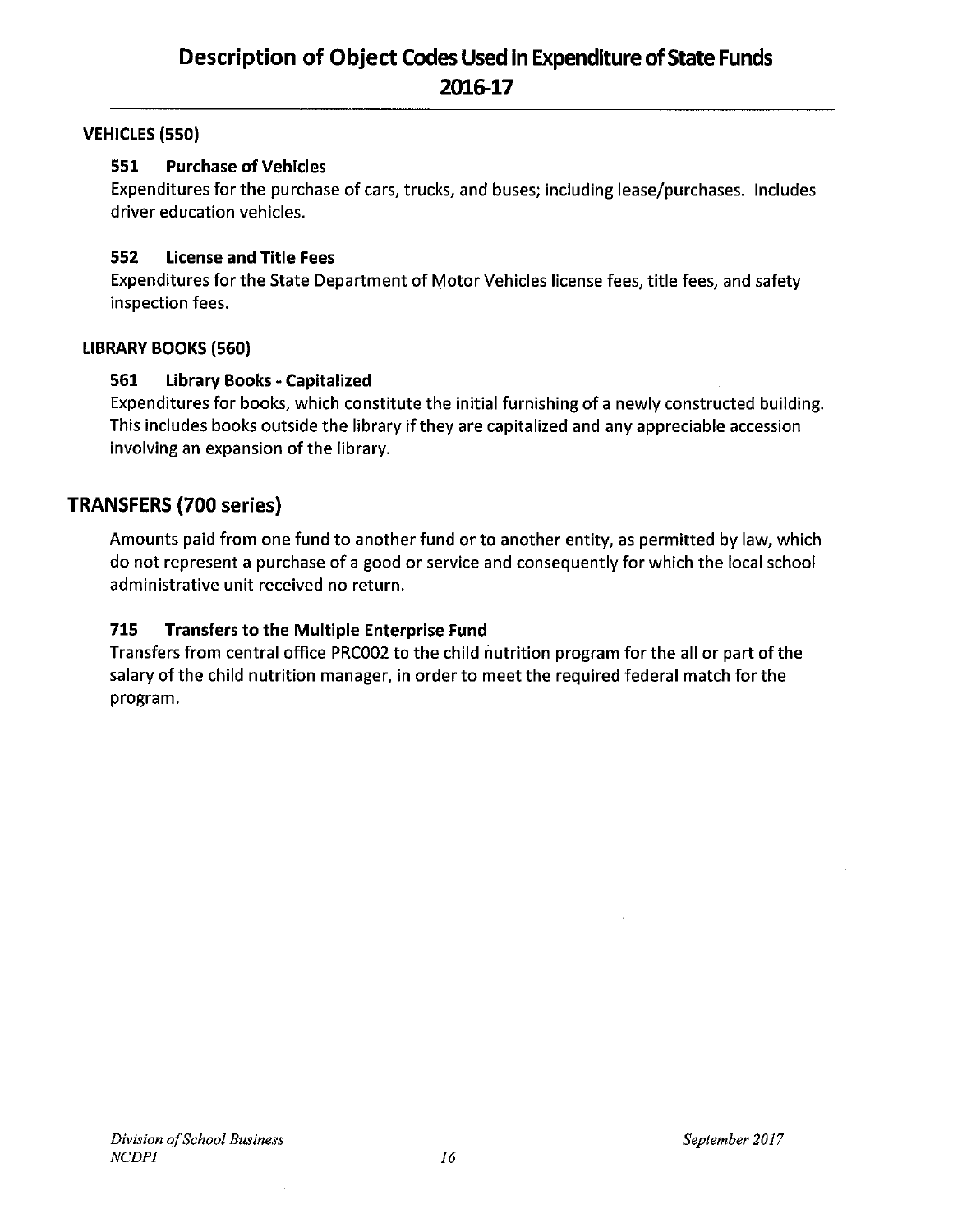### VEHICLES (550)

**551 Purchase of Vehicles**

Expenditures for the purchase of cars, trucks, and buses; including lease/purchases. Includes driver education vehicles.

**552 License and Title Fees**

Expenditures for the State Department of Motor Vehicles license fees, title fees, and safety inspection fees.

### LIBRARY BOOKS (560)

**561 Library Books - Capitalized**

Expenditures for books, which constitute the initial furnishing of a newly constructed building. This includes books outside the library if they are capitalized and any appreciable accession involving an expansion of the library.

## TRANSFERS (700 series)

Amounts paid from one fund to another fund or to another entity, as permitted by law, which do not represent a purchase of a good or service and consequently for which the local school administrative unit received no return.

**715 Transfers to the Multiple Enterprise Fund**

Transfers from central office PRC002 to the child nutrition program for the all or part of the salary of the child nutrition manager, in order to meet the required federal match for the program.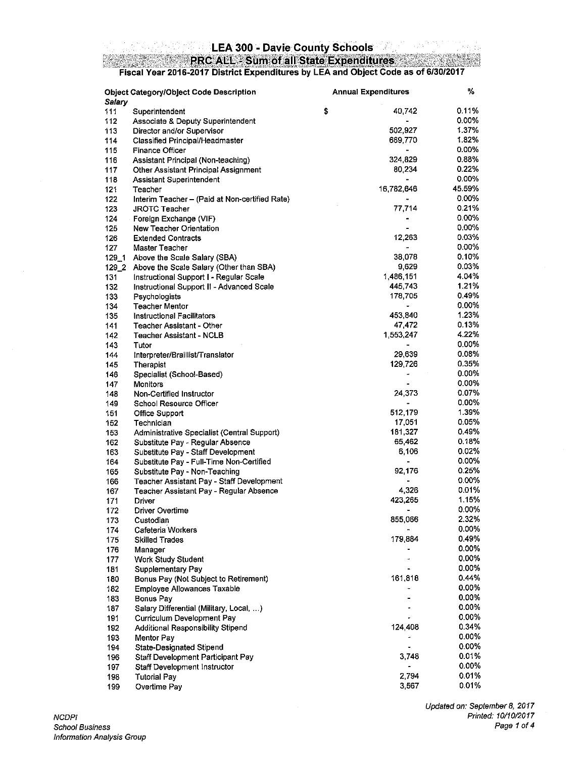# LEA 300 - Davie County Schools

## PRC ALL - Sum of all State Expenditures

### Fiscal Year 2016-2017 District Expenditures by LEA and Object Code as of 6/30/2017

| Object Category/Object Code Description | | Annual Expenditures | % |
|---|---|---|---|
| *Salary* | | | |
| 111 | Superintendent | $ 40,742 | 0.11% |
| 112 | Associate & Deputy Superintendent | - | 0.00% |
| 113 | Director and/or Supervisor | 502,927 | 1.37% |
| 114 | Classified Principal/Headmaster | 669,770 | 1.82% |
| 115 | Finance Officer | - | 0.00% |
| 116 | Assistant Principal (Non-teaching) | 324,829 | 0.88% |
| 117 | Other Assistant Principal Assignment | 80,234 | 0.22% |
| 118 | Assistant Superintendent | - | 0.00% |
| 121 | Teacher | 16,782,646 | 45.59% |
| 122 | Interim Teacher – (Paid at Non-certified Rate) | - | 0.00% |
| 123 | JROTC Teacher | 77,714 | 0.21% |
| 124 | Foreign Exchange (VIF) | - | 0.00% |
| 125 | New Teacher Orientation | - | 0.00% |
| 126 | Extended Contracts | 12,263 | 0.03% |
| 127 | Master Teacher | - | 0.00% |
| 129_1 | Above the Scale Salary (SBA) | 38,078 | 0.10% |
| 129_2 | Above the Scale Salary (Other than SBA) | 9,629 | 0.03% |
| 131 | Instructional Support I - Regular Scale | 1,486,151 | 4.04% |
| 132 | Instructional Support II - Advanced Scale | 445,743 | 1.21% |
| 133 | Psychologists | 178,705 | 0.49% |
| 134 | Teacher Mentor | - | 0.00% |
| 135 | Instructional Facilitators | 453,840 | 1.23% |
| 141 | Teacher Assistant - Other | 47,472 | 0.13% |
| 142 | Teacher Assistant - NCLB | 1,553,247 | 4.22% |
| 143 | Tutor | - | 0.00% |
| 144 | Interpreter/Braillist/Translator | 29,639 | 0.08% |
| 145 | Therapist | 129,726 | 0.35% |
| 146 | Specialist (School-Based) | - | 0.00% |
| 147 | Monitors | - | 0.00% |
| 148 | Non-Certified Instructor | 24,373 | 0.07% |
| 149 | School Resource Officer | - | 0.00% |
| 151 | Office Support | 512,179 | 1.39% |
| 152 | Technician | 17,051 | 0.05% |
| 153 | Administrative Specialist (Central Support) | 181,327 | 0.49% |
| 162 | Substitute Pay - Regular Absence | 65,462 | 0.18% |
| 163 | Substitute Pay - Staff Development | 6,106 | 0.02% |
| 164 | Substitute Pay - Full-Time Non-Certified | - | 0.00% |
| 165 | Substitute Pay - Non-Teaching | 92,176 | 0.25% |
| 166 | Teacher Assistant Pay - Staff Development | - | 0.00% |
| 167 | Teacher Assistant Pay - Regular Absence | 4,326 | 0.01% |
| 171 | Driver | 423,265 | 1.15% |
| 172 | Driver Overtime | - | 0.00% |
| 173 | Custodian | 855,066 | 2.32% |
| 174 | Cafeteria Workers | - | 0.00% |
| 175 | Skilled Trades | 179,884 | 0.49% |
| 176 | Manager | - | 0.00% |
| 177 | Work Study Student | - | 0.00% |
| 181 | Supplementary Pay | - | 0.00% |
| 180 | Bonus Pay (Not Subject to Retirement) | 161,818 | 0.44% |
| 182 | Employee Allowances Taxable | - | 0.00% |
| 183 | Bonus Pay | - | 0.00% |
| 187 | Salary Differential (Military, Local, ...) | - | 0.00% |
| 191 | Curriculum Development Pay | - | 0.00% |
| 192 | Additional Responsibility Stipend | 124,408 | 0.34% |
| 193 | Mentor Pay | - | 0.00% |
| 194 | State-Designated Stipend | - | 0.00% |
| 196 | Staff Development Participant Pay | 3,748 | 0.01% |
| 197 | Staff Development Instructor | - | 0.00% |
| 198 | Tutorial Pay | 2,794 | 0.01% |
| 199 | Overtime Pay | 3,567 | 0.01% |

*NCDPI*
*School Business*
*Information Analysis Group*

*Updated on: September 8, 2017*
*Printed: 10/10/2017*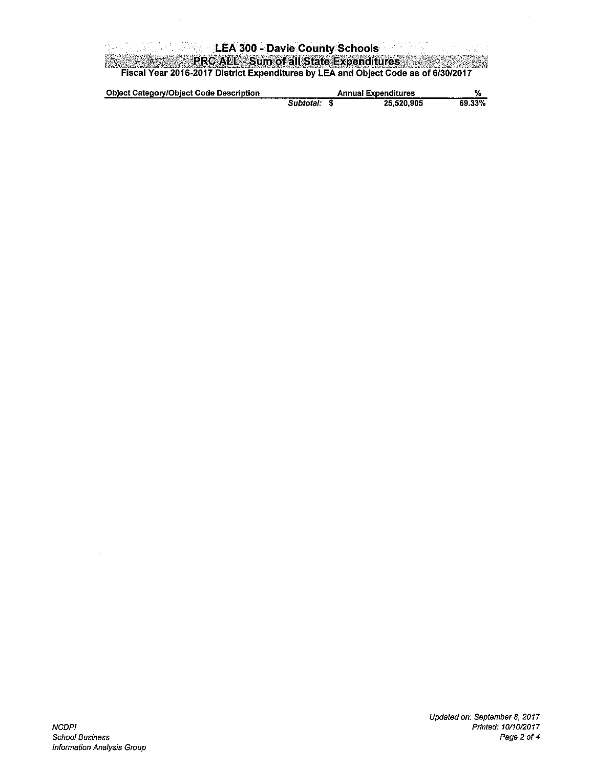# LEA 300 - Davie County Schools

## PRC ALL - Sum of all State Expenditures

### Fiscal Year 2016-2017 District Expenditures by LEA and Object Code as of 6/30/2017

| Object Category/Object Code Description | | Annual Expenditures | % |
|---|---|---|---|
| | *Subtotal:* | $ 25,520,905 | 69.33% |

NCDPI
School Business
Information Analysis Group

Updated on: September 8, 2017
Printed: 10/10/2017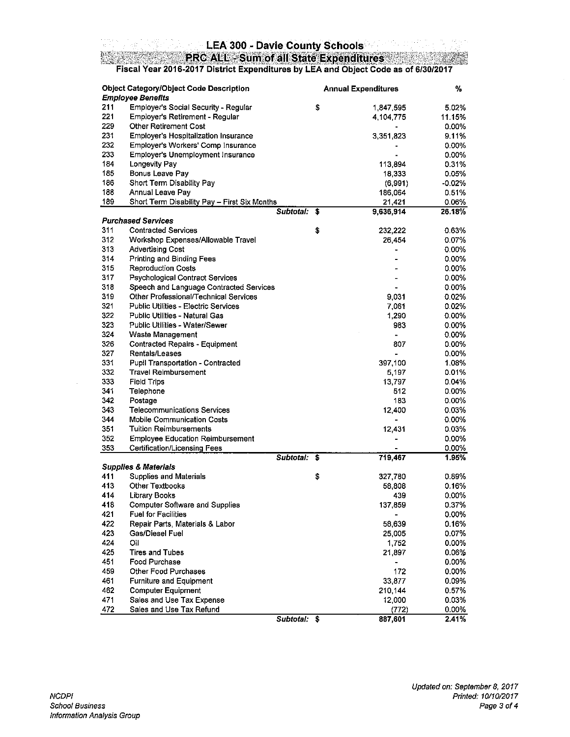# LEA 300 - Davie County Schools

## PRC ALL - Sum of all State Expenditures

### Fiscal Year 2016-2017 District Expenditures by LEA and Object Code as of 6/30/2017

| Object Category/Object Code | Description | | Annual Expenditures | % |
|---|---|---|---|---|
| ***Employee Benefits*** | | | | |
| 211 | Employer's Social Security - Regular | $ | 1,847,595 | 5.02% |
| 221 | Employer's Retirement - Regular | | 4,104,775 | 11.15% |
| 229 | Other Retirement Cost | | - | 0.00% |
| 231 | Employer's Hospitalization Insurance | | 3,351,823 | 9.11% |
| 232 | Employer's Workers' Comp Insurance | | - | 0.00% |
| 233 | Employer's Unemployment Insurance | | - | 0.00% |
| 184 | Longevity Pay | | 113,894 | 0.31% |
| 185 | Bonus Leave Pay | | 18,333 | 0.05% |
| 186 | Short Term Disability Pay | | (6,991) | -0.02% |
| 188 | Annual Leave Pay | | 186,064 | 0.51% |
| 189 | Short Term Disability Pay – First Six Months | | 21,421 | 0.06% |
| | *Subtotal:* | $ | 9,636,914 | 26.18% |
| ***Purchased Services*** | | | | |
| 311 | Contracted Services | $ | 232,222 | 0.63% |
| 312 | Workshop Expenses/Allowable Travel | | 26,454 | 0.07% |
| 313 | Advertising Cost | | - | 0.00% |
| 314 | Printing and Binding Fees | | - | 0.00% |
| 315 | Reproduction Costs | | - | 0.00% |
| 317 | Psychological Contract Services | | - | 0.00% |
| 318 | Speech and Language Contracted Services | | - | 0.00% |
| 319 | Other Professional/Technical Services | | 9,031 | 0.02% |
| 321 | Public Utilities - Electric Services | | 7,061 | 0.02% |
| 322 | Public Utilities - Natural Gas | | 1,290 | 0.00% |
| 323 | Public Utilities - Water/Sewer | | 983 | 0.00% |
| 324 | Waste Management | | - | 0.00% |
| 326 | Contracted Repairs - Equipment | | 807 | 0.00% |
| 327 | Rentals/Leases | | - | 0.00% |
| 331 | Pupil Transportation - Contracted | | 397,100 | 1.08% |
| 332 | Travel Reimbursement | | 5,197 | 0.01% |
| 333 | Field Trips | | 13,797 | 0.04% |
| 341 | Telephone | | 512 | 0.00% |
| 342 | Postage | | 183 | 0.00% |
| 343 | Telecommunications Services | | 12,400 | 0.03% |
| 344 | Mobile Communication Costs | | - | 0.00% |
| 351 | Tuition Reimbursements | | 12,431 | 0.03% |
| 352 | Employee Education Reimbursement | | - | 0.00% |
| 353 | Certification/Licensing Fees | | - | 0.00% |
| | *Subtotal:* | $ | 719,467 | 1.95% |
| ***Supplies & Materials*** | | | | |
| 411 | Supplies and Materials | $ | 327,780 | 0.89% |
| 413 | Other Textbooks | | 58,808 | 0.16% |
| 414 | Library Books | | 439 | 0.00% |
| 418 | Computer Software and Supplies | | 137,859 | 0.37% |
| 421 | Fuel for Facilities | | - | 0.00% |
| 422 | Repair Parts, Materials & Labor | | 58,639 | 0.16% |
| 423 | Gas/Diesel Fuel | | 25,005 | 0.07% |
| 424 | Oil | | 1,752 | 0.00% |
| 425 | Tires and Tubes | | 21,897 | 0.06% |
| 451 | Food Purchase | | - | 0.00% |
| 459 | Other Food Purchases | | 172 | 0.00% |
| 461 | Furniture and Equipment | | 33,877 | 0.09% |
| 462 | Computer Equipment | | 210,144 | 0.57% |
| 471 | Sales and Use Tax Expense | | 12,000 | 0.03% |
| 472 | Sales and Use Tax Refund | | (772) | 0.00% |
| | *Subtotal:* | $ | 887,601 | 2.41% |

*NCDPI*
*School Business*
*Information Analysis Group*

*Updated on: September 8, 2017*
*Printed: 10/10/2017*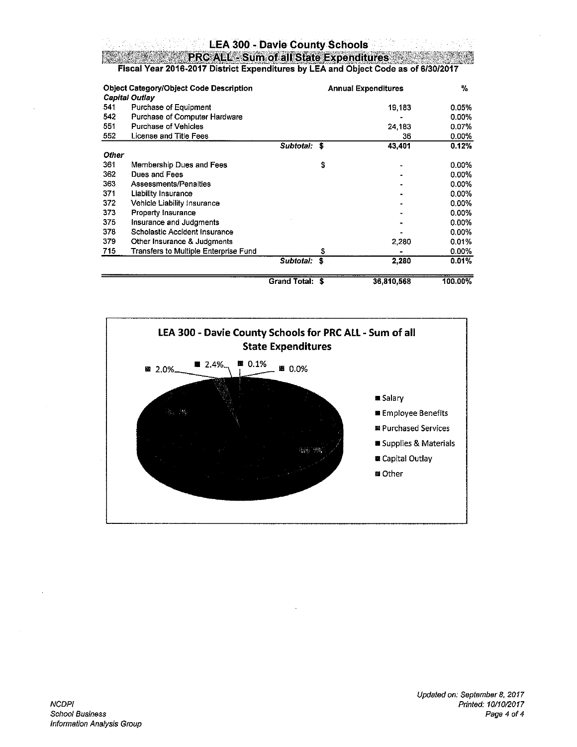# LEA 300 - Davie County Schools

## PRC ALL - Sum of all State Expenditures

### Fiscal Year 2016-2017 District Expenditures by LEA and Object Code as of 6/30/2017

| Object Category/Object Code Description | | | Annual Expenditures | % |
|---|---|---|---|---|
| ***Capital Outlay*** | | | | |
| 541 | Purchase of Equipment | | 19,183 | 0.05% |
| 542 | Purchase of Computer Hardware | | - | 0.00% |
| 551 | Purchase of Vehicles | | 24,183 | 0.07% |
| 552 | License and Title Fees | | 36 | 0.00% |
| | | ***Subtotal:*** | **$ 43,401** | **0.12%** |
| ***Other*** | | | | |
| 361 | Membership Dues and Fees | | $ - | 0.00% |
| 362 | Dues and Fees | | - | 0.00% |
| 363 | Assessments/Penalties | | - | 0.00% |
| 371 | Liability Insurance | | - | 0.00% |
| 372 | Vehicle Liability Insurance | | - | 0.00% |
| 373 | Property Insurance | | - | 0.00% |
| 375 | Insurance and Judgments | | - | 0.00% |
| 378 | Scholastic Accident Insurance | | - | 0.00% |
| 379 | Other Insurance & Judgments | | 2,280 | 0.01% |
| 715 | Transfers to Multiple Enterprise Fund | | $ - | 0.00% |
| | | ***Subtotal:*** | **$ 2,280** | **0.01%** |
| | | **Grand Total:** | **$ 36,810,568** | **100.00%** |

**LEA 300 - Davie County Schools for PRC ALL - Sum of all State Expenditures**

| Category | % |
|---|---|
| Salary | |
| Employee Benefits | |
| Purchased Services | 2.0% |
| Supplies & Materials | 2.4% |
| Capital Outlay | 0.1% |
| Other | 0.0% |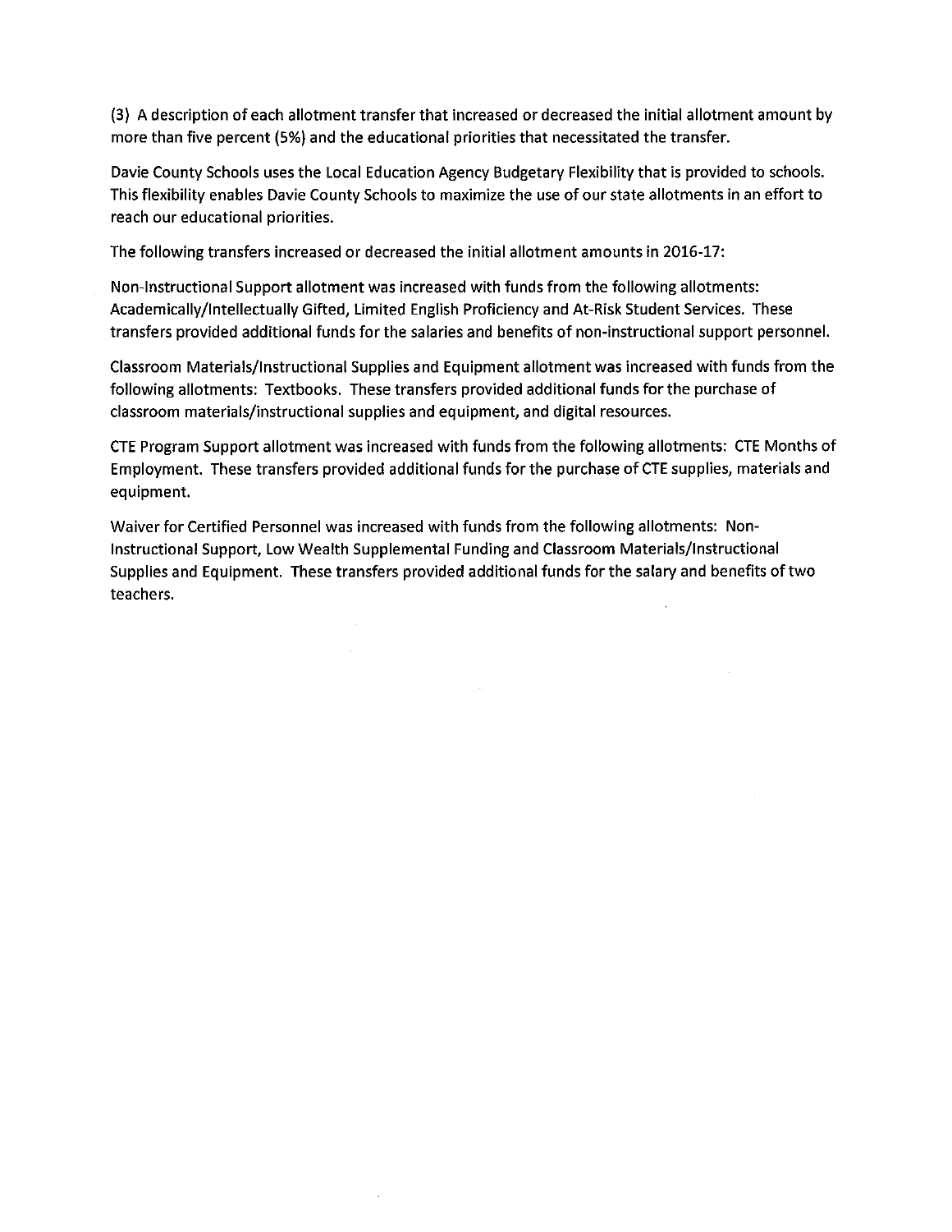(3) A description of each allotment transfer that increased or decreased the initial allotment amount by more than five percent (5%) and the educational priorities that necessitated the transfer.

Davie County Schools uses the Local Education Agency Budgetary Flexibility that is provided to schools. This flexibility enables Davie County Schools to maximize the use of our state allotments in an effort to reach our educational priorities.

The following transfers increased or decreased the initial allotment amounts in 2016-17:

Non-Instructional Support allotment was increased with funds from the following allotments: Academically/Intellectually Gifted, Limited English Proficiency and At-Risk Student Services. These transfers provided additional funds for the salaries and benefits of non-instructional support personnel.

Classroom Materials/Instructional Supplies and Equipment allotment was increased with funds from the following allotments: Textbooks. These transfers provided additional funds for the purchase of classroom materials/instructional supplies and equipment, and digital resources.

CTE Program Support allotment was increased with funds from the following allotments: CTE Months of Employment. These transfers provided additional funds for the purchase of CTE supplies, materials and equipment.

Waiver for Certified Personnel was increased with funds from the following allotments: Non-Instructional Support, Low Wealth Supplemental Funding and Classroom Materials/Instructional Supplies and Equipment. These transfers provided additional funds for the salary and benefits of two teachers.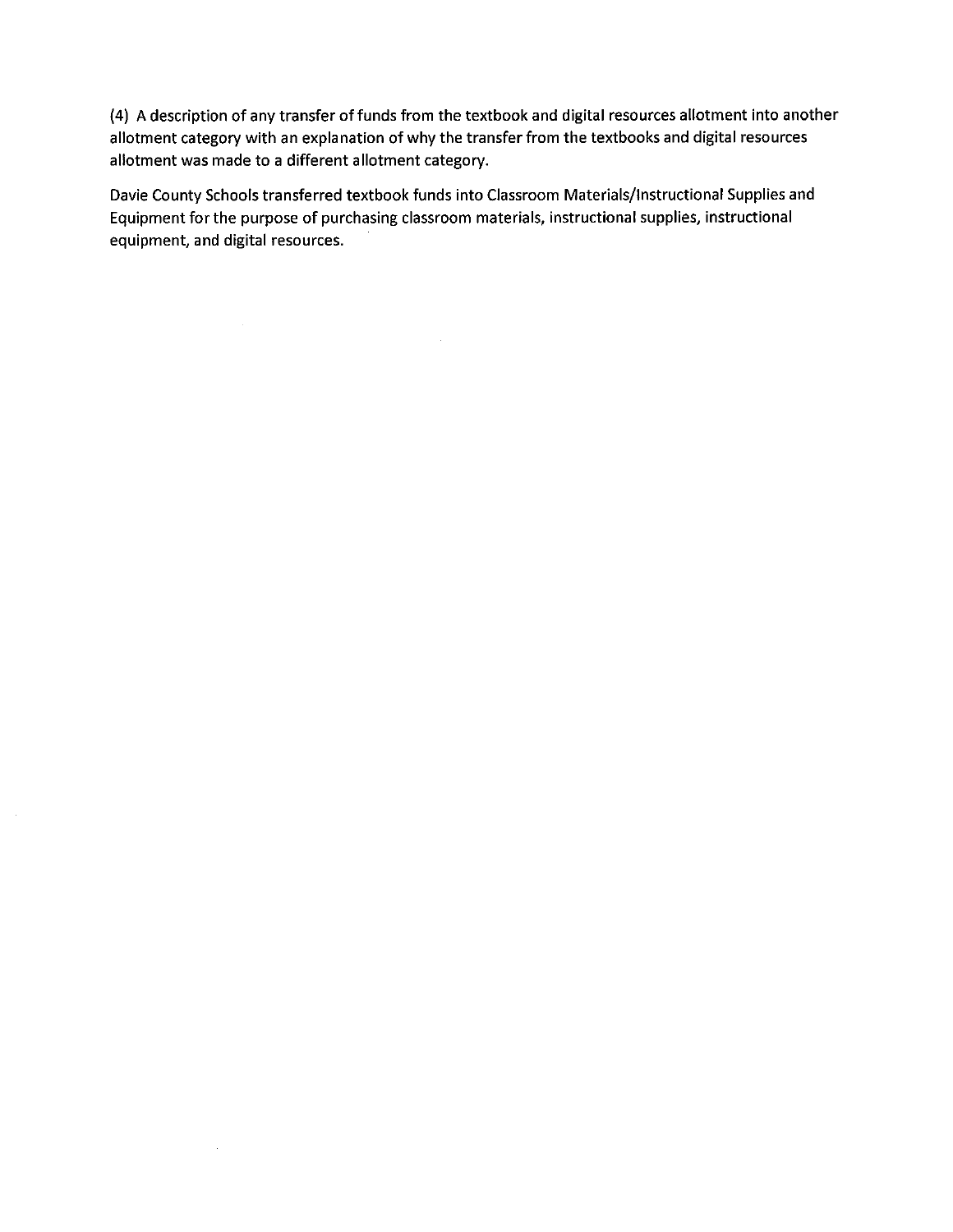(4) A description of any transfer of funds from the textbook and digital resources allotment into another allotment category with an explanation of why the transfer from the textbooks and digital resources allotment was made to a different allotment category.

Davie County Schools transferred textbook funds into Classroom Materials/Instructional Supplies and Equipment for the purpose of purchasing classroom materials, instructional supplies, instructional equipment, and digital resources.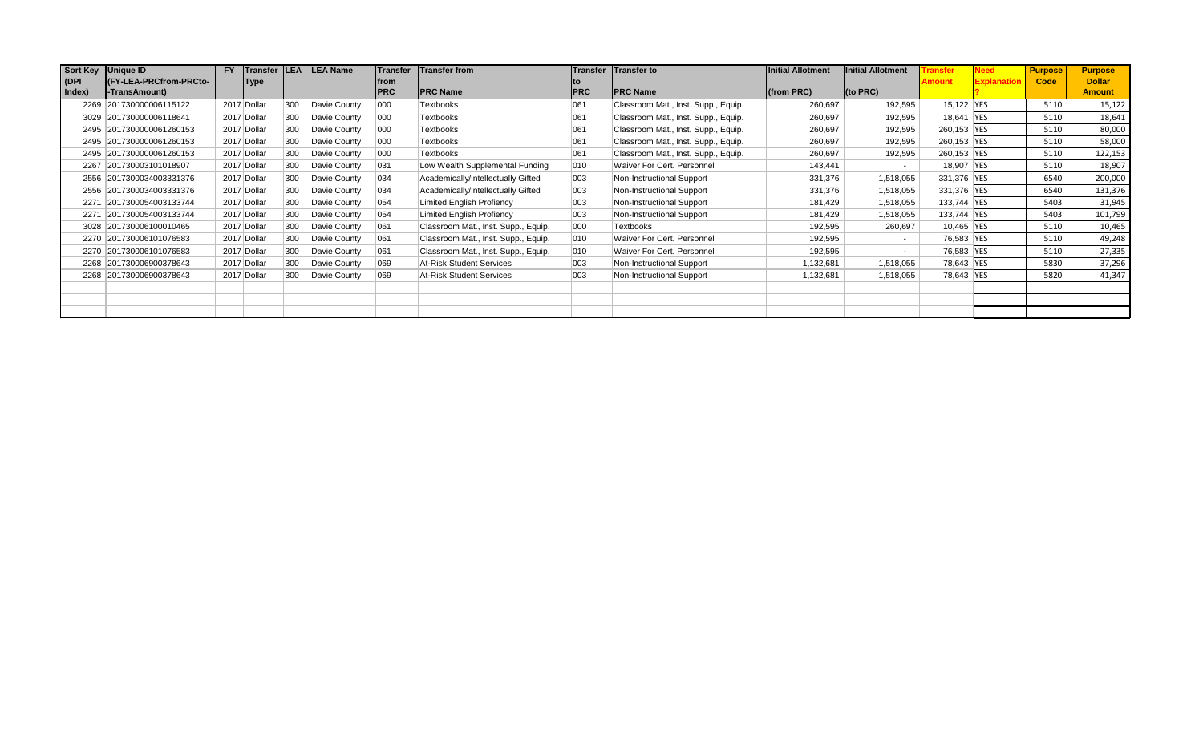| Sort Key (DPI Index) | Unique ID (FY-LEA-PRCfrom-PRCto--TransAmount) | FY | Transfer Type | LEA | LEA Name | Transfer from PRC | Transfer from PRC Name | Transfer to PRC | Transfer to PRC Name | Initial Allotment (from PRC) | Initial Allotment (to PRC) | Transfer Amount | Need Explanation? | Purpose Code | Purpose Dollar Amount |
|---|---|---|---|---|---|---|---|---|---|---|---|---|---|---|---|
| 2269 | 201730000006115122 | 2017 | Dollar | 300 | Davie County | 000 | Textbooks | 061 | Classroom Mat., Inst. Supp., Equip. | 260,697 | 192,595 | 15,122 | YES | 5110 | 15,122 |
| 3029 | 201730000006118641 | 2017 | Dollar | 300 | Davie County | 000 | Textbooks | 061 | Classroom Mat., Inst. Supp., Equip. | 260,697 | 192,595 | 18,641 | YES | 5110 | 18,641 |
| 2495 | 2017300000061260153 | 2017 | Dollar | 300 | Davie County | 000 | Textbooks | 061 | Classroom Mat., Inst. Supp., Equip. | 260,697 | 192,595 | 260,153 | YES | 5110 | 80,000 |
| 2495 | 2017300000061260153 | 2017 | Dollar | 300 | Davie County | 000 | Textbooks | 061 | Classroom Mat., Inst. Supp., Equip. | 260,697 | 192,595 | 260,153 | YES | 5110 | 58,000 |
| 2495 | 2017300000061260153 | 2017 | Dollar | 300 | Davie County | 000 | Textbooks | 061 | Classroom Mat., Inst. Supp., Equip. | 260,697 | 192,595 | 260,153 | YES | 5110 | 122,153 |
| 2267 | 201730003101018907 | 2017 | Dollar | 300 | Davie County | 031 | Low Wealth Supplemental Funding | 010 | Waiver For Cert. Personnel | 143,441 | - | 18,907 | YES | 5110 | 18,907 |
| 2556 | 2017300034003331376 | 2017 | Dollar | 300 | Davie County | 034 | Academically/Intellectually Gifted | 003 | Non-Instructional Support | 331,376 | 1,518,055 | 331,376 | YES | 6540 | 200,000 |
| 2556 | 2017300034003331376 | 2017 | Dollar | 300 | Davie County | 034 | Academically/Intellectually Gifted | 003 | Non-Instructional Support | 331,376 | 1,518,055 | 331,376 | YES | 6540 | 131,376 |
| 2271 | 2017300054003133744 | 2017 | Dollar | 300 | Davie County | 054 | Limited English Profiency | 003 | Non-Instructional Support | 181,429 | 1,518,055 | 133,744 | YES | 5403 | 31,945 |
| 2271 | 2017300054003133744 | 2017 | Dollar | 300 | Davie County | 054 | Limited English Profiency | 003 | Non-Instructional Support | 181,429 | 1,518,055 | 133,744 | YES | 5403 | 101,799 |
| 3028 | 201730006100010465 | 2017 | Dollar | 300 | Davie County | 061 | Classroom Mat., Inst. Supp., Equip. | 000 | Textbooks | 192,595 | 260,697 | 10,465 | YES | 5110 | 10,465 |
| 2270 | 201730006101076583 | 2017 | Dollar | 300 | Davie County | 061 | Classroom Mat., Inst. Supp., Equip. | 010 | Waiver For Cert. Personnel | 192,595 | - | 76,583 | YES | 5110 | 49,248 |
| 2270 | 201730006101076583 | 2017 | Dollar | 300 | Davie County | 061 | Classroom Mat., Inst. Supp., Equip. | 010 | Waiver For Cert. Personnel | 192,595 | - | 76,583 | YES | 5110 | 27,335 |
| 2268 | 201730006900378643 | 2017 | Dollar | 300 | Davie County | 069 | At-Risk Student Services | 003 | Non-Instructional Support | 1,132,681 | 1,518,055 | 78,643 | YES | 5830 | 37,296 |
| 2268 | 201730006900378643 | 2017 | Dollar | 300 | Davie County | 069 | At-Risk Student Services | 003 | Non-Instructional Support | 1,132,681 | 1,518,055 | 78,643 | YES | 5820 | 41,347 |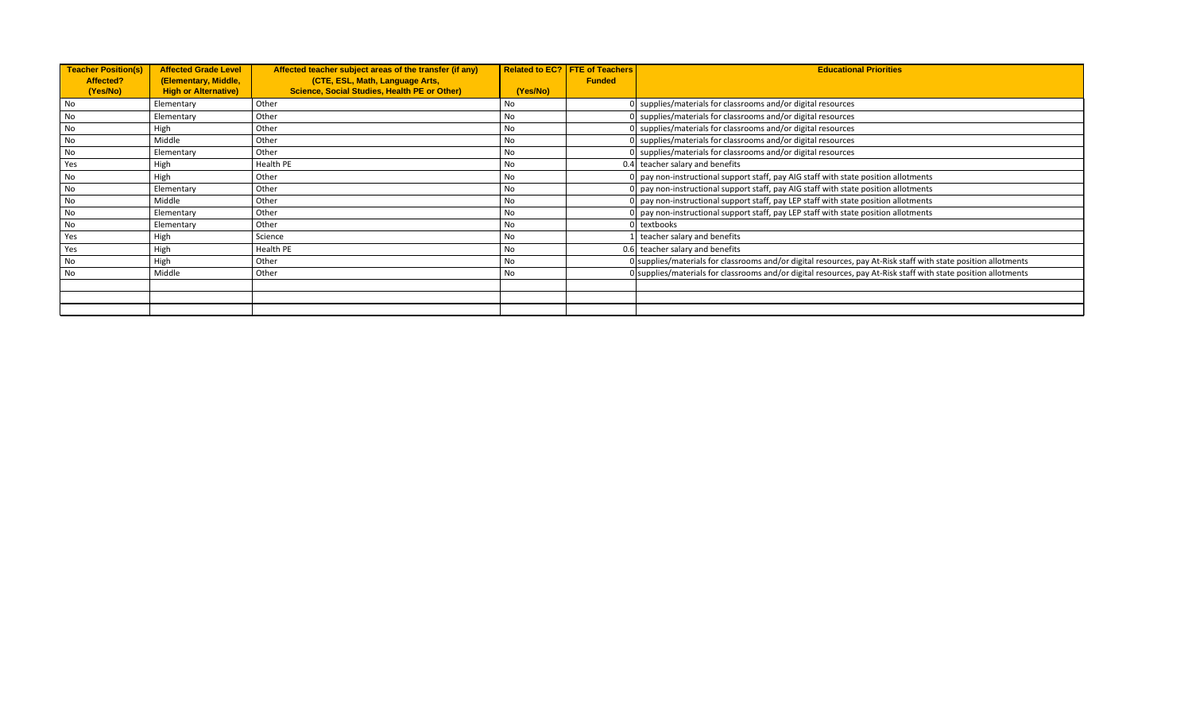| Teacher Position(s) Affected? (Yes/No) | Affected Grade Level (Elementary, Middle, High or Alternative) | Affected teacher subject areas of the transfer (if any) (CTE, ESL, Math, Language Arts, Science, Social Studies, Health PE or Other) | Related to EC? (Yes/No) | FTE of Teachers Funded | Educational Priorities |
|---|---|---|---|---|---|
| No | Elementary | Other | No | 0 | supplies/materials for classrooms and/or digital resources |
| No | Elementary | Other | No | 0 | supplies/materials for classrooms and/or digital resources |
| No | High | Other | No | 0 | supplies/materials for classrooms and/or digital resources |
| No | Middle | Other | No | 0 | supplies/materials for classrooms and/or digital resources |
| No | Elementary | Other | No | 0 | supplies/materials for classrooms and/or digital resources |
| Yes | High | Health PE | No | 0.4 | teacher salary and benefits |
| No | High | Other | No | 0 | pay non-instructional support staff, pay AIG staff with state position allotments |
| No | Elementary | Other | No | 0 | pay non-instructional support staff, pay AIG staff with state position allotments |
| No | Middle | Other | No | 0 | pay non-instructional support staff, pay LEP staff with state position allotments |
| No | Elementary | Other | No | 0 | pay non-instructional support staff, pay LEP staff with state position allotments |
| No | Elementary | Other | No | 0 | textbooks |
| Yes | High | Science | No | 1 | teacher salary and benefits |
| Yes | High | Health PE | No | 0.6 | teacher salary and benefits |
| No | High | Other | No | 0 | supplies/materials for classrooms and/or digital resources, pay At-Risk staff with state position allotments |
| No | Middle | Other | No | 0 | supplies/materials for classrooms and/or digital resources, pay At-Risk staff with state position allotments |
| | | | | | |
| | | | | | |
| | | | | | |